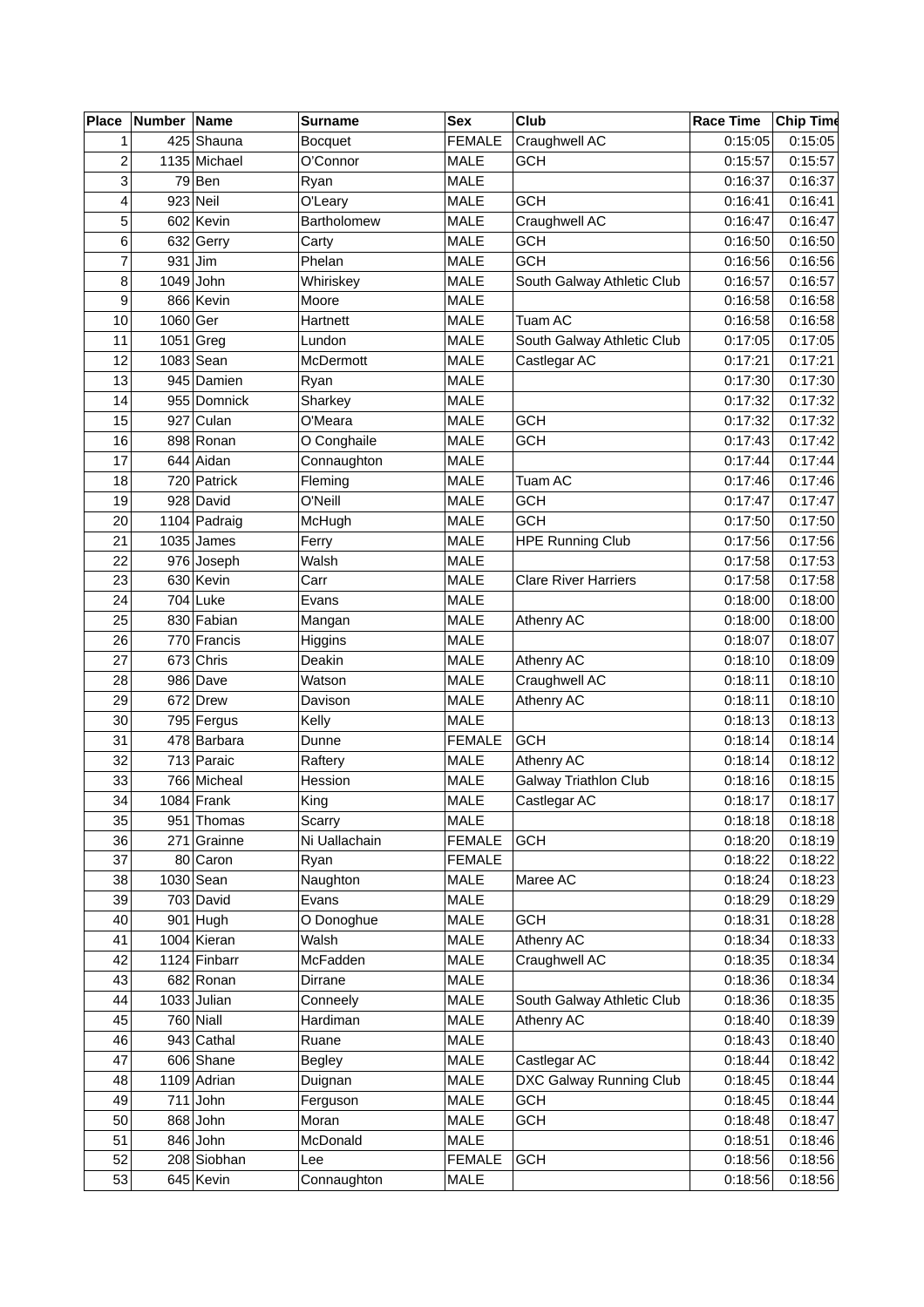| Place | Number | Name | Surname | Sex | Club | Race Time | Chip Time |
|---|---|---|---|---|---|---|---|
| 1 | 425 | Shauna | Bocquet | FEMALE | Craughwell AC | 0:15:05 | 0:15:05 |
| 2 | 1135 | Michael | O'Connor | MALE | GCH | 0:15:57 | 0:15:57 |
| 3 | 79 | Ben | Ryan | MALE | | 0:16:37 | 0:16:37 |
| 4 | 923 | Neil | O'Leary | MALE | GCH | 0:16:41 | 0:16:41 |
| 5 | 602 | Kevin | Bartholomew | MALE | Craughwell AC | 0:16:47 | 0:16:47 |
| 6 | 632 | Gerry | Carty | MALE | GCH | 0:16:50 | 0:16:50 |
| 7 | 931 | Jim | Phelan | MALE | GCH | 0:16:56 | 0:16:56 |
| 8 | 1049 | John | Whiriskey | MALE | South Galway Athletic Club | 0:16:57 | 0:16:57 |
| 9 | 866 | Kevin | Moore | MALE | | 0:16:58 | 0:16:58 |
| 10 | 1060 | Ger | Hartnett | MALE | Tuam AC | 0:16:58 | 0:16:58 |
| 11 | 1051 | Greg | Lundon | MALE | South Galway Athletic Club | 0:17:05 | 0:17:05 |
| 12 | 1083 | Sean | McDermott | MALE | Castlegar AC | 0:17:21 | 0:17:21 |
| 13 | 945 | Damien | Ryan | MALE | | 0:17:30 | 0:17:30 |
| 14 | 955 | Domnick | Sharkey | MALE | | 0:17:32 | 0:17:32 |
| 15 | 927 | Culan | O'Meara | MALE | GCH | 0:17:32 | 0:17:32 |
| 16 | 898 | Ronan | O Conghaile | MALE | GCH | 0:17:43 | 0:17:42 |
| 17 | 644 | Aidan | Connaughton | MALE | | 0:17:44 | 0:17:44 |
| 18 | 720 | Patrick | Fleming | MALE | Tuam AC | 0:17:46 | 0:17:46 |
| 19 | 928 | David | O'Neill | MALE | GCH | 0:17:47 | 0:17:47 |
| 20 | 1104 | Padraig | McHugh | MALE | GCH | 0:17:50 | 0:17:50 |
| 21 | 1035 | James | Ferry | MALE | HPE Running Club | 0:17:56 | 0:17:56 |
| 22 | 976 | Joseph | Walsh | MALE | | 0:17:58 | 0:17:53 |
| 23 | 630 | Kevin | Carr | MALE | Clare River Harriers | 0:17:58 | 0:17:58 |
| 24 | 704 | Luke | Evans | MALE | | 0:18:00 | 0:18:00 |
| 25 | 830 | Fabian | Mangan | MALE | Athenry AC | 0:18:00 | 0:18:00 |
| 26 | 770 | Francis | Higgins | MALE | | 0:18:07 | 0:18:07 |
| 27 | 673 | Chris | Deakin | MALE | Athenry AC | 0:18:10 | 0:18:09 |
| 28 | 986 | Dave | Watson | MALE | Craughwell AC | 0:18:11 | 0:18:10 |
| 29 | 672 | Drew | Davison | MALE | Athenry AC | 0:18:11 | 0:18:10 |
| 30 | 795 | Fergus | Kelly | MALE | | 0:18:13 | 0:18:13 |
| 31 | 478 | Barbara | Dunne | FEMALE | GCH | 0:18:14 | 0:18:14 |
| 32 | 713 | Paraic | Raftery | MALE | Athenry AC | 0:18:14 | 0:18:12 |
| 33 | 766 | Micheal | Hession | MALE | Galway Triathlon Club | 0:18:16 | 0:18:15 |
| 34 | 1084 | Frank | King | MALE | Castlegar AC | 0:18:17 | 0:18:17 |
| 35 | 951 | Thomas | Scarry | MALE | | 0:18:18 | 0:18:18 |
| 36 | 271 | Grainne | Ni Uallachain | FEMALE | GCH | 0:18:20 | 0:18:19 |
| 37 | 80 | Caron | Ryan | FEMALE | | 0:18:22 | 0:18:22 |
| 38 | 1030 | Sean | Naughton | MALE | Maree AC | 0:18:24 | 0:18:23 |
| 39 | 703 | David | Evans | MALE | | 0:18:29 | 0:18:29 |
| 40 | 901 | Hugh | O Donoghue | MALE | GCH | 0:18:31 | 0:18:28 |
| 41 | 1004 | Kieran | Walsh | MALE | Athenry AC | 0:18:34 | 0:18:33 |
| 42 | 1124 | Finbarr | McFadden | MALE | Craughwell AC | 0:18:35 | 0:18:34 |
| 43 | 682 | Ronan | Dirrane | MALE | | 0:18:36 | 0:18:34 |
| 44 | 1033 | Julian | Conneely | MALE | South Galway Athletic Club | 0:18:36 | 0:18:35 |
| 45 | 760 | Niall | Hardiman | MALE | Athenry AC | 0:18:40 | 0:18:39 |
| 46 | 943 | Cathal | Ruane | MALE | | 0:18:43 | 0:18:40 |
| 47 | 606 | Shane | Begley | MALE | Castlegar AC | 0:18:44 | 0:18:42 |
| 48 | 1109 | Adrian | Duignan | MALE | DXC Galway Running Club | 0:18:45 | 0:18:44 |
| 49 | 711 | John | Ferguson | MALE | GCH | 0:18:45 | 0:18:44 |
| 50 | 868 | John | Moran | MALE | GCH | 0:18:48 | 0:18:47 |
| 51 | 846 | John | McDonald | MALE | | 0:18:51 | 0:18:46 |
| 52 | 208 | Siobhan | Lee | FEMALE | GCH | 0:18:56 | 0:18:56 |
| 53 | 645 | Kevin | Connaughton | MALE | | 0:18:56 | 0:18:56 |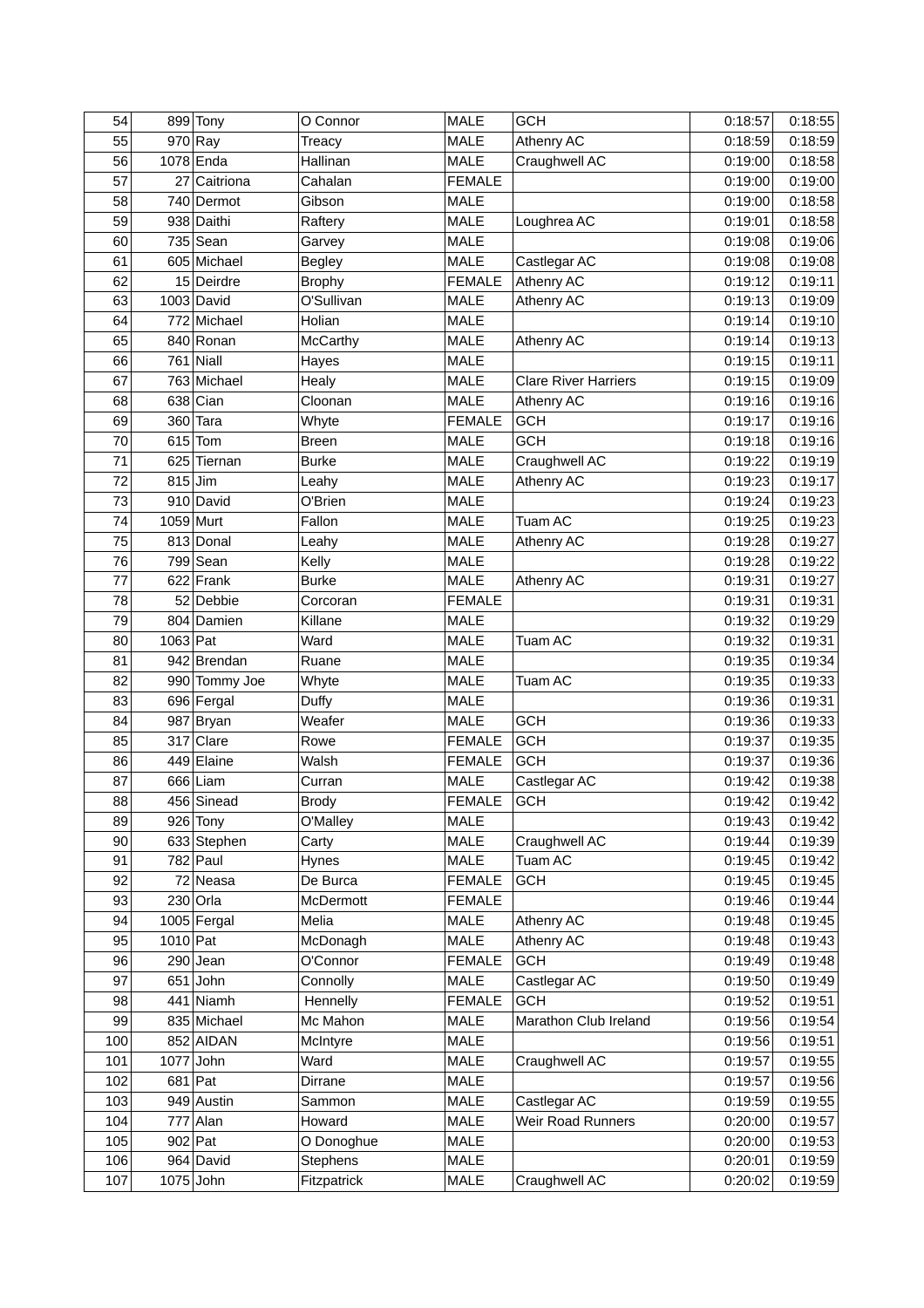| 54 | 899 | Tony | O Connor | MALE | GCH | 0:18:57 | 0:18:55 |
|---|---|---|---|---|---|---|---|
| 55 | 970 | Ray | Treacy | MALE | Athenry AC | 0:18:59 | 0:18:59 |
| 56 | 1078 | Enda | Hallinan | MALE | Craughwell AC | 0:19:00 | 0:18:58 |
| 57 | 27 | Caitriona | Cahalan | FEMALE | | 0:19:00 | 0:19:00 |
| 58 | 740 | Dermot | Gibson | MALE | | 0:19:00 | 0:18:58 |
| 59 | 938 | Daithi | Raftery | MALE | Loughrea AC | 0:19:01 | 0:18:58 |
| 60 | 735 | Sean | Garvey | MALE | | 0:19:08 | 0:19:06 |
| 61 | 605 | Michael | Begley | MALE | Castlegar AC | 0:19:08 | 0:19:08 |
| 62 | 15 | Deirdre | Brophy | FEMALE | Athenry AC | 0:19:12 | 0:19:11 |
| 63 | 1003 | David | O'Sullivan | MALE | Athenry AC | 0:19:13 | 0:19:09 |
| 64 | 772 | Michael | Holian | MALE | | 0:19:14 | 0:19:10 |
| 65 | 840 | Ronan | McCarthy | MALE | Athenry AC | 0:19:14 | 0:19:13 |
| 66 | 761 | Niall | Hayes | MALE | | 0:19:15 | 0:19:11 |
| 67 | 763 | Michael | Healy | MALE | Clare River Harriers | 0:19:15 | 0:19:09 |
| 68 | 638 | Cian | Cloonan | MALE | Athenry AC | 0:19:16 | 0:19:16 |
| 69 | 360 | Tara | Whyte | FEMALE | GCH | 0:19:17 | 0:19:16 |
| 70 | 615 | Tom | Breen | MALE | GCH | 0:19:18 | 0:19:16 |
| 71 | 625 | Tiernan | Burke | MALE | Craughwell AC | 0:19:22 | 0:19:19 |
| 72 | 815 | Jim | Leahy | MALE | Athenry AC | 0:19:23 | 0:19:17 |
| 73 | 910 | David | O'Brien | MALE | | 0:19:24 | 0:19:23 |
| 74 | 1059 | Murt | Fallon | MALE | Tuam AC | 0:19:25 | 0:19:23 |
| 75 | 813 | Donal | Leahy | MALE | Athenry AC | 0:19:28 | 0:19:27 |
| 76 | 799 | Sean | Kelly | MALE | | 0:19:28 | 0:19:22 |
| 77 | 622 | Frank | Burke | MALE | Athenry AC | 0:19:31 | 0:19:27 |
| 78 | 52 | Debbie | Corcoran | FEMALE | | 0:19:31 | 0:19:31 |
| 79 | 804 | Damien | Killane | MALE | | 0:19:32 | 0:19:29 |
| 80 | 1063 | Pat | Ward | MALE | Tuam AC | 0:19:32 | 0:19:31 |
| 81 | 942 | Brendan | Ruane | MALE | | 0:19:35 | 0:19:34 |
| 82 | 990 | Tommy Joe | Whyte | MALE | Tuam AC | 0:19:35 | 0:19:33 |
| 83 | 696 | Fergal | Duffy | MALE | | 0:19:36 | 0:19:31 |
| 84 | 987 | Bryan | Weafer | MALE | GCH | 0:19:36 | 0:19:33 |
| 85 | 317 | Clare | Rowe | FEMALE | GCH | 0:19:37 | 0:19:35 |
| 86 | 449 | Elaine | Walsh | FEMALE | GCH | 0:19:37 | 0:19:36 |
| 87 | 666 | Liam | Curran | MALE | Castlegar AC | 0:19:42 | 0:19:38 |
| 88 | 456 | Sinead | Brody | FEMALE | GCH | 0:19:42 | 0:19:42 |
| 89 | 926 | Tony | O'Malley | MALE | | 0:19:43 | 0:19:42 |
| 90 | 633 | Stephen | Carty | MALE | Craughwell AC | 0:19:44 | 0:19:39 |
| 91 | 782 | Paul | Hynes | MALE | Tuam AC | 0:19:45 | 0:19:42 |
| 92 | 72 | Neasa | De Burca | FEMALE | GCH | 0:19:45 | 0:19:45 |
| 93 | 230 | Orla | McDermott | FEMALE | | 0:19:46 | 0:19:44 |
| 94 | 1005 | Fergal | Melia | MALE | Athenry AC | 0:19:48 | 0:19:45 |
| 95 | 1010 | Pat | McDonagh | MALE | Athenry AC | 0:19:48 | 0:19:43 |
| 96 | 290 | Jean | O'Connor | FEMALE | GCH | 0:19:49 | 0:19:48 |
| 97 | 651 | John | Connolly | MALE | Castlegar AC | 0:19:50 | 0:19:49 |
| 98 | 441 | Niamh | Hennelly | FEMALE | GCH | 0:19:52 | 0:19:51 |
| 99 | 835 | Michael | Mc Mahon | MALE | Marathon Club Ireland | 0:19:56 | 0:19:54 |
| 100 | 852 | AIDAN | McIntyre | MALE | | 0:19:56 | 0:19:51 |
| 101 | 1077 | John | Ward | MALE | Craughwell AC | 0:19:57 | 0:19:55 |
| 102 | 681 | Pat | Dirrane | MALE | | 0:19:57 | 0:19:56 |
| 103 | 949 | Austin | Sammon | MALE | Castlegar AC | 0:19:59 | 0:19:55 |
| 104 | 777 | Alan | Howard | MALE | Weir Road Runners | 0:20:00 | 0:19:57 |
| 105 | 902 | Pat | O Donoghue | MALE | | 0:20:00 | 0:19:53 |
| 106 | 964 | David | Stephens | MALE | | 0:20:01 | 0:19:59 |
| 107 | 1075 | John | Fitzpatrick | MALE | Craughwell AC | 0:20:02 | 0:19:59 |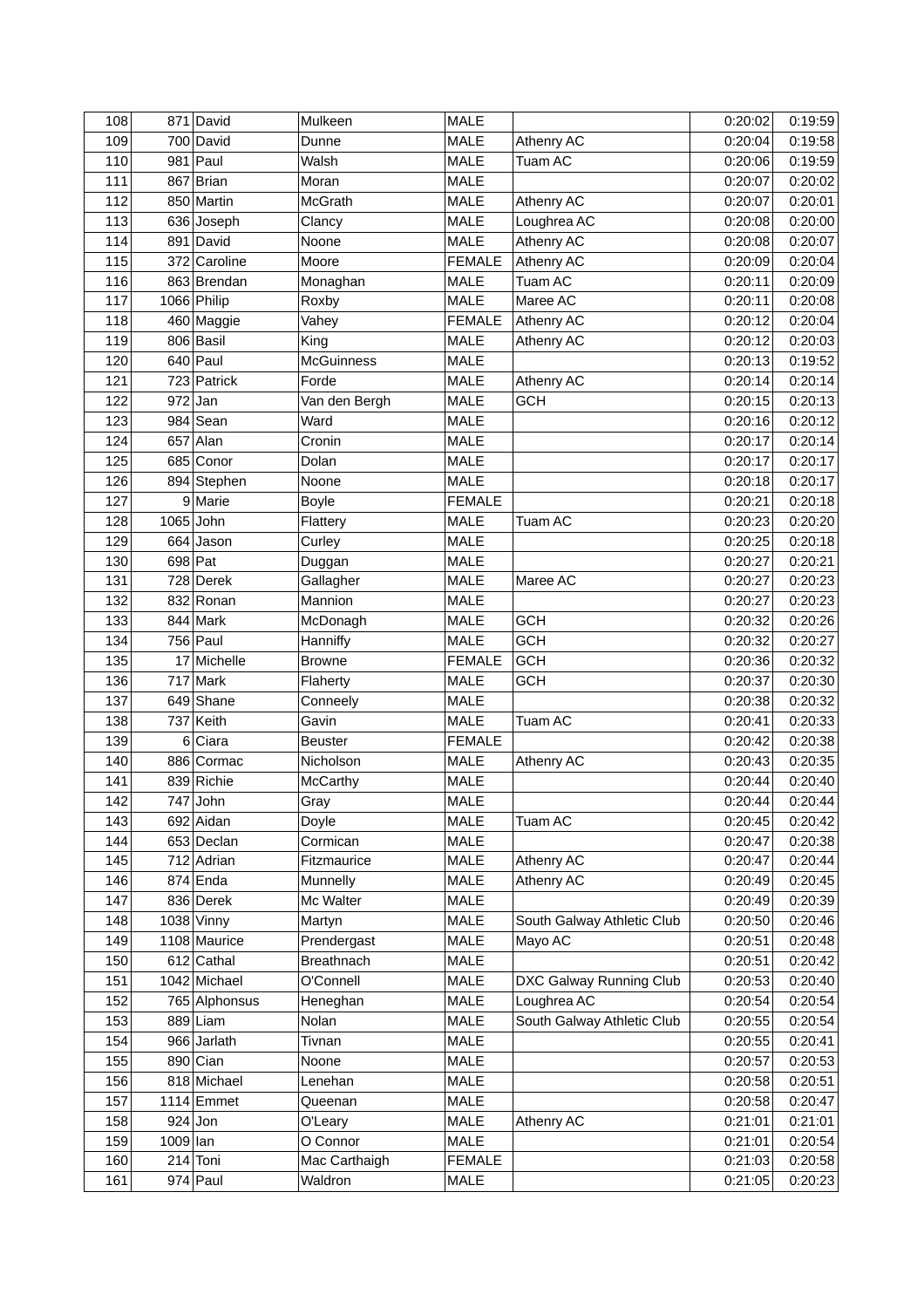| 108 | 871 | David | Mulkeen | MALE | | 0:20:02 | 0:19:59 |
|---|---|---|---|---|---|---|---|
| 109 | 700 | David | Dunne | MALE | Athenry AC | 0:20:04 | 0:19:58 |
| 110 | 981 | Paul | Walsh | MALE | Tuam AC | 0:20:06 | 0:19:59 |
| 111 | 867 | Brian | Moran | MALE | | 0:20:07 | 0:20:02 |
| 112 | 850 | Martin | McGrath | MALE | Athenry AC | 0:20:07 | 0:20:01 |
| 113 | 636 | Joseph | Clancy | MALE | Loughrea AC | 0:20:08 | 0:20:00 |
| 114 | 891 | David | Noone | MALE | Athenry AC | 0:20:08 | 0:20:07 |
| 115 | 372 | Caroline | Moore | FEMALE | Athenry AC | 0:20:09 | 0:20:04 |
| 116 | 863 | Brendan | Monaghan | MALE | Tuam AC | 0:20:11 | 0:20:09 |
| 117 | 1066 | Philip | Roxby | MALE | Maree AC | 0:20:11 | 0:20:08 |
| 118 | 460 | Maggie | Vahey | FEMALE | Athenry AC | 0:20:12 | 0:20:04 |
| 119 | 806 | Basil | King | MALE | Athenry AC | 0:20:12 | 0:20:03 |
| 120 | 640 | Paul | McGuinness | MALE | | 0:20:13 | 0:19:52 |
| 121 | 723 | Patrick | Forde | MALE | Athenry AC | 0:20:14 | 0:20:14 |
| 122 | 972 | Jan | Van den Bergh | MALE | GCH | 0:20:15 | 0:20:13 |
| 123 | 984 | Sean | Ward | MALE | | 0:20:16 | 0:20:12 |
| 124 | 657 | Alan | Cronin | MALE | | 0:20:17 | 0:20:14 |
| 125 | 685 | Conor | Dolan | MALE | | 0:20:17 | 0:20:17 |
| 126 | 894 | Stephen | Noone | MALE | | 0:20:18 | 0:20:17 |
| 127 | 9 | Marie | Boyle | FEMALE | | 0:20:21 | 0:20:18 |
| 128 | 1065 | John | Flattery | MALE | Tuam AC | 0:20:23 | 0:20:20 |
| 129 | 664 | Jason | Curley | MALE | | 0:20:25 | 0:20:18 |
| 130 | 698 | Pat | Duggan | MALE | | 0:20:27 | 0:20:21 |
| 131 | 728 | Derek | Gallagher | MALE | Maree AC | 0:20:27 | 0:20:23 |
| 132 | 832 | Ronan | Mannion | MALE | | 0:20:27 | 0:20:23 |
| 133 | 844 | Mark | McDonagh | MALE | GCH | 0:20:32 | 0:20:26 |
| 134 | 756 | Paul | Hanniffy | MALE | GCH | 0:20:32 | 0:20:27 |
| 135 | 17 | Michelle | Browne | FEMALE | GCH | 0:20:36 | 0:20:32 |
| 136 | 717 | Mark | Flaherty | MALE | GCH | 0:20:37 | 0:20:30 |
| 137 | 649 | Shane | Conneely | MALE | | 0:20:38 | 0:20:32 |
| 138 | 737 | Keith | Gavin | MALE | Tuam AC | 0:20:41 | 0:20:33 |
| 139 | 6 | Ciara | Beuster | FEMALE | | 0:20:42 | 0:20:38 |
| 140 | 886 | Cormac | Nicholson | MALE | Athenry AC | 0:20:43 | 0:20:35 |
| 141 | 839 | Richie | McCarthy | MALE | | 0:20:44 | 0:20:40 |
| 142 | 747 | John | Gray | MALE | | 0:20:44 | 0:20:44 |
| 143 | 692 | Aidan | Doyle | MALE | Tuam AC | 0:20:45 | 0:20:42 |
| 144 | 653 | Declan | Cormican | MALE | | 0:20:47 | 0:20:38 |
| 145 | 712 | Adrian | Fitzmaurice | MALE | Athenry AC | 0:20:47 | 0:20:44 |
| 146 | 874 | Enda | Munnelly | MALE | Athenry AC | 0:20:49 | 0:20:45 |
| 147 | 836 | Derek | Mc Walter | MALE | | 0:20:49 | 0:20:39 |
| 148 | 1038 | Vinny | Martyn | MALE | South Galway Athletic Club | 0:20:50 | 0:20:46 |
| 149 | 1108 | Maurice | Prendergast | MALE | Mayo AC | 0:20:51 | 0:20:48 |
| 150 | 612 | Cathal | Breathnach | MALE | | 0:20:51 | 0:20:42 |
| 151 | 1042 | Michael | O'Connell | MALE | DXC Galway Running Club | 0:20:53 | 0:20:40 |
| 152 | 765 | Alphonsus | Heneghan | MALE | Loughrea AC | 0:20:54 | 0:20:54 |
| 153 | 889 | Liam | Nolan | MALE | South Galway Athletic Club | 0:20:55 | 0:20:54 |
| 154 | 966 | Jarlath | Tivnan | MALE | | 0:20:55 | 0:20:41 |
| 155 | 890 | Cian | Noone | MALE | | 0:20:57 | 0:20:53 |
| 156 | 818 | Michael | Lenehan | MALE | | 0:20:58 | 0:20:51 |
| 157 | 1114 | Emmet | Queenan | MALE | | 0:20:58 | 0:20:47 |
| 158 | 924 | Jon | O'Leary | MALE | Athenry AC | 0:21:01 | 0:21:01 |
| 159 | 1009 | Ian | O Connor | MALE | | 0:21:01 | 0:20:54 |
| 160 | 214 | Toni | Mac Carthaigh | FEMALE | | 0:21:03 | 0:20:58 |
| 161 | 974 | Paul | Waldron | MALE | | 0:21:05 | 0:20:23 |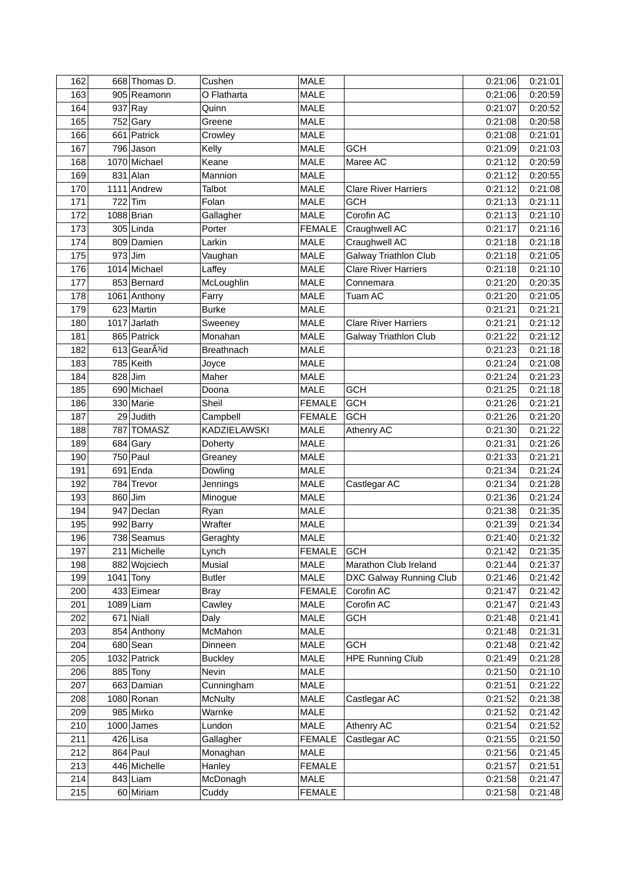| 162 | 668 | Thomas D. | Cushen | MALE | | 0:21:06 | 0:21:01 |
|---|---|---|---|---|---|---|---|
| 163 | 905 | Reamonn | O Flatharta | MALE | | 0:21:06 | 0:20:59 |
| 164 | 937 | Ray | Quinn | MALE | | 0:21:07 | 0:20:52 |
| 165 | 752 | Gary | Greene | MALE | | 0:21:08 | 0:20:58 |
| 166 | 661 | Patrick | Crowley | MALE | | 0:21:08 | 0:21:01 |
| 167 | 796 | Jason | Kelly | MALE | GCH | 0:21:09 | 0:21:03 |
| 168 | 1070 | Michael | Keane | MALE | Maree AC | 0:21:12 | 0:20:59 |
| 169 | 831 | Alan | Mannion | MALE | | 0:21:12 | 0:20:55 |
| 170 | 1111 | Andrew | Talbot | MALE | Clare River Harriers | 0:21:12 | 0:21:08 |
| 171 | 722 | Tim | Folan | MALE | GCH | 0:21:13 | 0:21:11 |
| 172 | 1088 | Brian | Gallagher | MALE | Corofin AC | 0:21:13 | 0:21:10 |
| 173 | 305 | Linda | Porter | FEMALE | Craughwell AC | 0:21:17 | 0:21:16 |
| 174 | 809 | Damien | Larkin | MALE | Craughwell AC | 0:21:18 | 0:21:18 |
| 175 | 973 | Jim | Vaughan | MALE | Galway Triathlon Club | 0:21:18 | 0:21:05 |
| 176 | 1014 | Michael | Laffey | MALE | Clare River Harriers | 0:21:18 | 0:21:10 |
| 177 | 853 | Bernard | McLoughlin | MALE | Connemara | 0:21:20 | 0:20:35 |
| 178 | 1061 | Anthony | Farry | MALE | Tuam AC | 0:21:20 | 0:21:05 |
| 179 | 623 | Martin | Burke | MALE | | 0:21:21 | 0:21:21 |
| 180 | 1017 | Jarlath | Sweeney | MALE | Clare River Harriers | 0:21:21 | 0:21:12 |
| 181 | 865 | Patrick | Monahan | MALE | Galway Triathlon Club | 0:21:22 | 0:21:12 |
| 182 | 613 | GearÃ³id | Breathnach | MALE | | 0:21:23 | 0:21:18 |
| 183 | 785 | Keith | Joyce | MALE | | 0:21:24 | 0:21:08 |
| 184 | 828 | Jim | Maher | MALE | | 0:21:24 | 0:21:23 |
| 185 | 690 | Michael | Doona | MALE | GCH | 0:21:25 | 0:21:18 |
| 186 | 330 | Marie | Sheil | FEMALE | GCH | 0:21:26 | 0:21:21 |
| 187 | 29 | Judith | Campbell | FEMALE | GCH | 0:21:26 | 0:21:20 |
| 188 | 787 | TOMASZ | KADZIELAWSKI | MALE | Athenry AC | 0:21:30 | 0:21:22 |
| 189 | 684 | Gary | Doherty | MALE | | 0:21:31 | 0:21:26 |
| 190 | 750 | Paul | Greaney | MALE | | 0:21:33 | 0:21:21 |
| 191 | 691 | Enda | Dowling | MALE | | 0:21:34 | 0:21:24 |
| 192 | 784 | Trevor | Jennings | MALE | Castlegar AC | 0:21:34 | 0:21:28 |
| 193 | 860 | Jim | Minogue | MALE | | 0:21:36 | 0:21:24 |
| 194 | 947 | Declan | Ryan | MALE | | 0:21:38 | 0:21:35 |
| 195 | 992 | Barry | Wrafter | MALE | | 0:21:39 | 0:21:34 |
| 196 | 738 | Seamus | Geraghty | MALE | | 0:21:40 | 0:21:32 |
| 197 | 211 | Michelle | Lynch | FEMALE | GCH | 0:21:42 | 0:21:35 |
| 198 | 882 | Wojciech | Musial | MALE | Marathon Club Ireland | 0:21:44 | 0:21:37 |
| 199 | 1041 | Tony | Butler | MALE | DXC Galway Running Club | 0:21:46 | 0:21:42 |
| 200 | 433 | Eimear | Bray | FEMALE | Corofin AC | 0:21:47 | 0:21:42 |
| 201 | 1089 | Liam | Cawley | MALE | Corofin AC | 0:21:47 | 0:21:43 |
| 202 | 671 | Niall | Daly | MALE | GCH | 0:21:48 | 0:21:41 |
| 203 | 854 | Anthony | McMahon | MALE | | 0:21:48 | 0:21:31 |
| 204 | 680 | Sean | Dinneen | MALE | GCH | 0:21:48 | 0:21:42 |
| 205 | 1032 | Patrick | Buckley | MALE | HPE Running Club | 0:21:49 | 0:21:28 |
| 206 | 885 | Tony | Nevin | MALE | | 0:21:50 | 0:21:10 |
| 207 | 663 | Damian | Cunningham | MALE | | 0:21:51 | 0:21:22 |
| 208 | 1080 | Ronan | McNulty | MALE | Castlegar AC | 0:21:52 | 0:21:38 |
| 209 | 985 | Mirko | Warnke | MALE | | 0:21:52 | 0:21:42 |
| 210 | 1000 | James | Lundon | MALE | Athenry AC | 0:21:54 | 0:21:52 |
| 211 | 426 | Lisa | Gallagher | FEMALE | Castlegar AC | 0:21:55 | 0:21:50 |
| 212 | 864 | Paul | Monaghan | MALE | | 0:21:56 | 0:21:45 |
| 213 | 446 | Michelle | Hanley | FEMALE | | 0:21:57 | 0:21:51 |
| 214 | 843 | Liam | McDonagh | MALE | | 0:21:58 | 0:21:47 |
| 215 | 60 | Miriam | Cuddy | FEMALE | | 0:21:58 | 0:21:48 |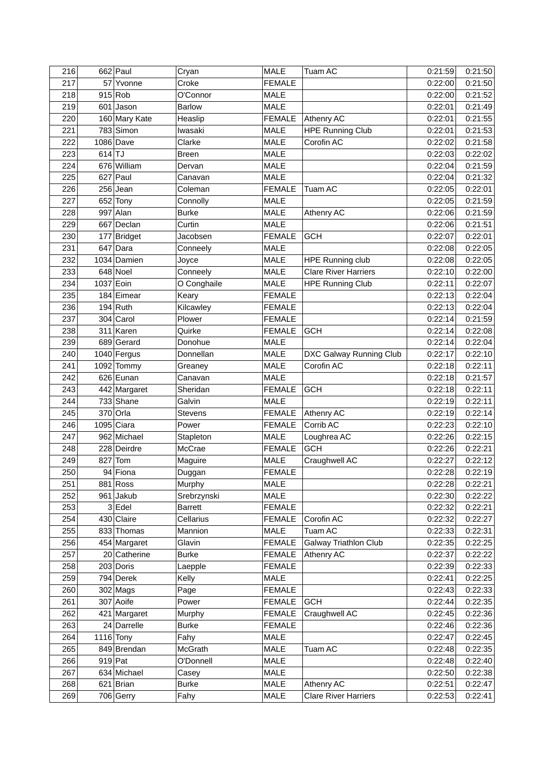| 216 | 662 | Paul | Cryan | MALE | Tuam AC | 0:21:59 | 0:21:50 |
|---|---|---|---|---|---|---|---|
| 217 | 57 | Yvonne | Croke | FEMALE | | 0:22:00 | 0:21:50 |
| 218 | 915 | Rob | O'Connor | MALE | | 0:22:00 | 0:21:52 |
| 219 | 601 | Jason | Barlow | MALE | | 0:22:01 | 0:21:49 |
| 220 | 160 | Mary Kate | Heaslip | FEMALE | Athenry AC | 0:22:01 | 0:21:55 |
| 221 | 783 | Simon | Iwasaki | MALE | HPE Running Club | 0:22:01 | 0:21:53 |
| 222 | 1086 | Dave | Clarke | MALE | Corofin AC | 0:22:02 | 0:21:58 |
| 223 | 614 | TJ | Breen | MALE | | 0:22:03 | 0:22:02 |
| 224 | 676 | William | Dervan | MALE | | 0:22:04 | 0:21:59 |
| 225 | 627 | Paul | Canavan | MALE | | 0:22:04 | 0:21:32 |
| 226 | 256 | Jean | Coleman | FEMALE | Tuam AC | 0:22:05 | 0:22:01 |
| 227 | 652 | Tony | Connolly | MALE | | 0:22:05 | 0:21:59 |
| 228 | 997 | Alan | Burke | MALE | Athenry AC | 0:22:06 | 0:21:59 |
| 229 | 667 | Declan | Curtin | MALE | | 0:22:06 | 0:21:51 |
| 230 | 177 | Bridget | Jacobsen | FEMALE | GCH | 0:22:07 | 0:22:01 |
| 231 | 647 | Dara | Conneely | MALE | | 0:22:08 | 0:22:05 |
| 232 | 1034 | Damien | Joyce | MALE | HPE Running club | 0:22:08 | 0:22:05 |
| 233 | 648 | Noel | Conneely | MALE | Clare River Harriers | 0:22:10 | 0:22:00 |
| 234 | 1037 | Eoin | O Conghaile | MALE | HPE Running Club | 0:22:11 | 0:22:07 |
| 235 | 184 | Eimear | Keary | FEMALE | | 0:22:13 | 0:22:04 |
| 236 | 194 | Ruth | Kilcawley | FEMALE | | 0:22:13 | 0:22:04 |
| 237 | 304 | Carol | Plower | FEMALE | | 0:22:14 | 0:21:59 |
| 238 | 311 | Karen | Quirke | FEMALE | GCH | 0:22:14 | 0:22:08 |
| 239 | 689 | Gerard | Donohue | MALE | | 0:22:14 | 0:22:04 |
| 240 | 1040 | Fergus | Donnellan | MALE | DXC Galway Running Club | 0:22:17 | 0:22:10 |
| 241 | 1092 | Tommy | Greaney | MALE | Corofin AC | 0:22:18 | 0:22:11 |
| 242 | 626 | Eunan | Canavan | MALE | | 0:22:18 | 0:21:57 |
| 243 | 442 | Margaret | Sheridan | FEMALE | GCH | 0:22:18 | 0:22:11 |
| 244 | 733 | Shane | Galvin | MALE | | 0:22:19 | 0:22:11 |
| 245 | 370 | Orla | Stevens | FEMALE | Athenry AC | 0:22:19 | 0:22:14 |
| 246 | 1095 | Ciara | Power | FEMALE | Corrib AC | 0:22:23 | 0:22:10 |
| 247 | 962 | Michael | Stapleton | MALE | Loughrea AC | 0:22:26 | 0:22:15 |
| 248 | 228 | Deirdre | McCrae | FEMALE | GCH | 0:22:26 | 0:22:21 |
| 249 | 827 | Tom | Maguire | MALE | Craughwell AC | 0:22:27 | 0:22:12 |
| 250 | 94 | Fiona | Duggan | FEMALE | | 0:22:28 | 0:22:19 |
| 251 | 881 | Ross | Murphy | MALE | | 0:22:28 | 0:22:21 |
| 252 | 961 | Jakub | Srebrzynski | MALE | | 0:22:30 | 0:22:22 |
| 253 | 3 | Edel | Barrett | FEMALE | | 0:22:32 | 0:22:21 |
| 254 | 430 | Claire | Cellarius | FEMALE | Corofin AC | 0:22:32 | 0:22:27 |
| 255 | 833 | Thomas | Mannion | MALE | Tuam AC | 0:22:33 | 0:22:31 |
| 256 | 454 | Margaret | Glavin | FEMALE | Galway Triathlon Club | 0:22:35 | 0:22:25 |
| 257 | 20 | Catherine | Burke | FEMALE | Athenry AC | 0:22:37 | 0:22:22 |
| 258 | 203 | Doris | Laepple | FEMALE | | 0:22:39 | 0:22:33 |
| 259 | 794 | Derek | Kelly | MALE | | 0:22:41 | 0:22:25 |
| 260 | 302 | Mags | Page | FEMALE | | 0:22:43 | 0:22:33 |
| 261 | 307 | Aoife | Power | FEMALE | GCH | 0:22:44 | 0:22:35 |
| 262 | 421 | Margaret | Murphy | FEMALE | Craughwell AC | 0:22:45 | 0:22:36 |
| 263 | 24 | Darrelle | Burke | FEMALE | | 0:22:46 | 0:22:36 |
| 264 | 1116 | Tony | Fahy | MALE | | 0:22:47 | 0:22:45 |
| 265 | 849 | Brendan | McGrath | MALE | Tuam AC | 0:22:48 | 0:22:35 |
| 266 | 919 | Pat | O'Donnell | MALE | | 0:22:48 | 0:22:40 |
| 267 | 634 | Michael | Casey | MALE | | 0:22:50 | 0:22:38 |
| 268 | 621 | Brian | Burke | MALE | Athenry AC | 0:22:51 | 0:22:47 |
| 269 | 706 | Gerry | Fahy | MALE | Clare River Harriers | 0:22:53 | 0:22:41 |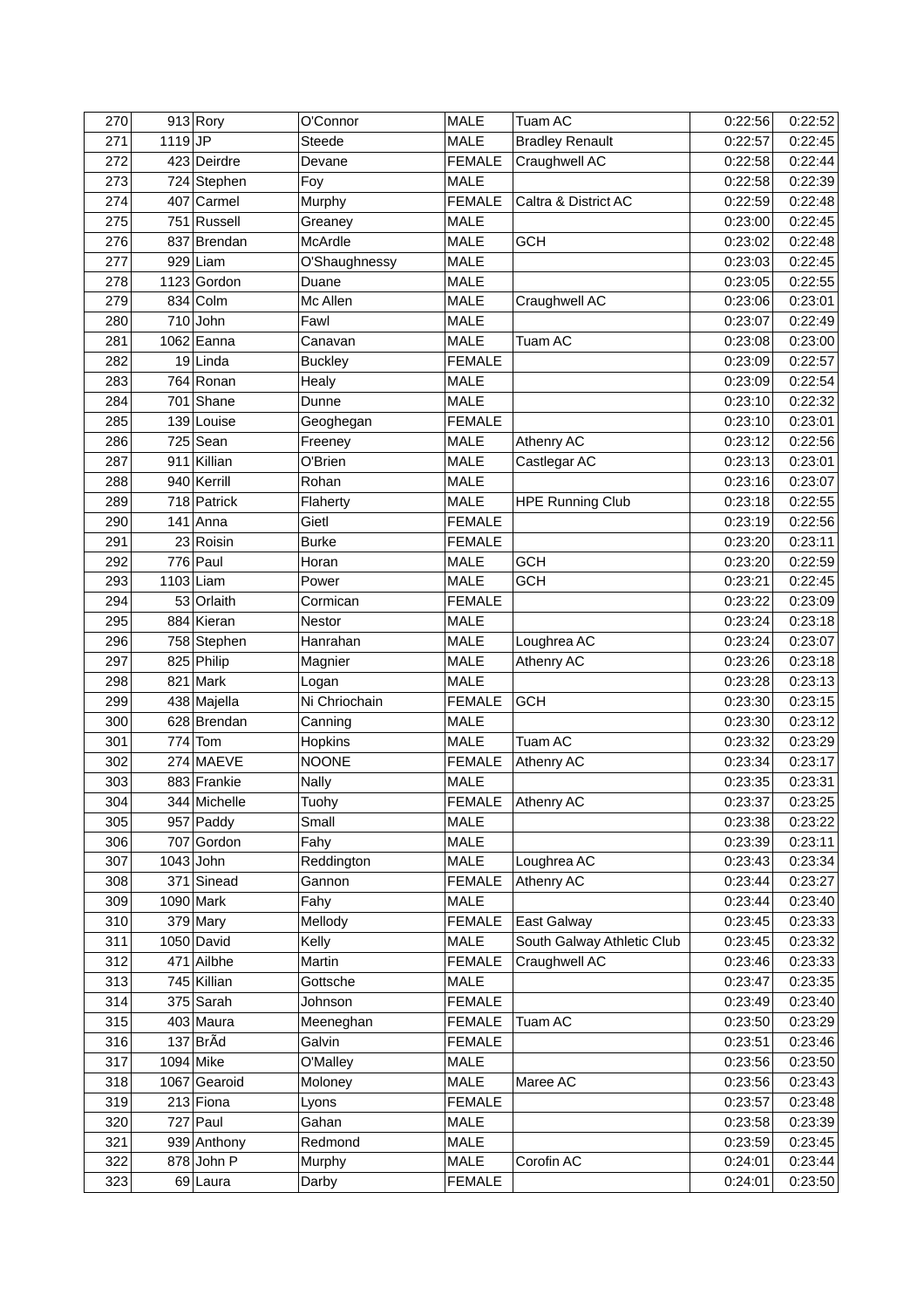| 270 | 913 | Rory | O'Connor | MALE | Tuam AC | 0:22:56 | 0:22:52 |
|---|---|---|---|---|---|---|---|
| 271 | 1119 | JP | Steede | MALE | Bradley Renault | 0:22:57 | 0:22:45 |
| 272 | 423 | Deirdre | Devane | FEMALE | Craughwell AC | 0:22:58 | 0:22:44 |
| 273 | 724 | Stephen | Foy | MALE | | 0:22:58 | 0:22:39 |
| 274 | 407 | Carmel | Murphy | FEMALE | Caltra & District AC | 0:22:59 | 0:22:48 |
| 275 | 751 | Russell | Greaney | MALE | | 0:23:00 | 0:22:45 |
| 276 | 837 | Brendan | McArdle | MALE | GCH | 0:23:02 | 0:22:48 |
| 277 | 929 | Liam | O'Shaughnessy | MALE | | 0:23:03 | 0:22:45 |
| 278 | 1123 | Gordon | Duane | MALE | | 0:23:05 | 0:22:55 |
| 279 | 834 | Colm | Mc Allen | MALE | Craughwell AC | 0:23:06 | 0:23:01 |
| 280 | 710 | John | Fawl | MALE | | 0:23:07 | 0:22:49 |
| 281 | 1062 | Eanna | Canavan | MALE | Tuam AC | 0:23:08 | 0:23:00 |
| 282 | 19 | Linda | Buckley | FEMALE | | 0:23:09 | 0:22:57 |
| 283 | 764 | Ronan | Healy | MALE | | 0:23:09 | 0:22:54 |
| 284 | 701 | Shane | Dunne | MALE | | 0:23:10 | 0:22:32 |
| 285 | 139 | Louise | Geoghegan | FEMALE | | 0:23:10 | 0:23:01 |
| 286 | 725 | Sean | Freeney | MALE | Athenry AC | 0:23:12 | 0:22:56 |
| 287 | 911 | Killian | O'Brien | MALE | Castlegar AC | 0:23:13 | 0:23:01 |
| 288 | 940 | Kerrill | Rohan | MALE | | 0:23:16 | 0:23:07 |
| 289 | 718 | Patrick | Flaherty | MALE | HPE Running Club | 0:23:18 | 0:22:55 |
| 290 | 141 | Anna | Gietl | FEMALE | | 0:23:19 | 0:22:56 |
| 291 | 23 | Roisin | Burke | FEMALE | | 0:23:20 | 0:23:11 |
| 292 | 776 | Paul | Horan | MALE | GCH | 0:23:20 | 0:22:59 |
| 293 | 1103 | Liam | Power | MALE | GCH | 0:23:21 | 0:22:45 |
| 294 | 53 | Orlaith | Cormican | FEMALE | | 0:23:22 | 0:23:09 |
| 295 | 884 | Kieran | Nestor | MALE | | 0:23:24 | 0:23:18 |
| 296 | 758 | Stephen | Hanrahan | MALE | Loughrea AC | 0:23:24 | 0:23:07 |
| 297 | 825 | Philip | Magnier | MALE | Athenry AC | 0:23:26 | 0:23:18 |
| 298 | 821 | Mark | Logan | MALE | | 0:23:28 | 0:23:13 |
| 299 | 438 | Majella | Ni Chriochain | FEMALE | GCH | 0:23:30 | 0:23:15 |
| 300 | 628 | Brendan | Canning | MALE | | 0:23:30 | 0:23:12 |
| 301 | 774 | Tom | Hopkins | MALE | Tuam AC | 0:23:32 | 0:23:29 |
| 302 | 274 | MAEVE | NOONE | FEMALE | Athenry AC | 0:23:34 | 0:23:17 |
| 303 | 883 | Frankie | Nally | MALE | | 0:23:35 | 0:23:31 |
| 304 | 344 | Michelle | Tuohy | FEMALE | Athenry AC | 0:23:37 | 0:23:25 |
| 305 | 957 | Paddy | Small | MALE | | 0:23:38 | 0:23:22 |
| 306 | 707 | Gordon | Fahy | MALE | | 0:23:39 | 0:23:11 |
| 307 | 1043 | John | Reddington | MALE | Loughrea AC | 0:23:43 | 0:23:34 |
| 308 | 371 | Sinead | Gannon | FEMALE | Athenry AC | 0:23:44 | 0:23:27 |
| 309 | 1090 | Mark | Fahy | MALE | | 0:23:44 | 0:23:40 |
| 310 | 379 | Mary | Mellody | FEMALE | East Galway | 0:23:45 | 0:23:33 |
| 311 | 1050 | David | Kelly | MALE | South Galway Athletic Club | 0:23:45 | 0:23:32 |
| 312 | 471 | Ailbhe | Martin | FEMALE | Craughwell AC | 0:23:46 | 0:23:33 |
| 313 | 745 | Killian | Gottsche | MALE | | 0:23:47 | 0:23:35 |
| 314 | 375 | Sarah | Johnson | FEMALE | | 0:23:49 | 0:23:40 |
| 315 | 403 | Maura | Meeneghan | FEMALE | Tuam AC | 0:23:50 | 0:23:29 |
| 316 | 137 | BrÃd | Galvin | FEMALE | | 0:23:51 | 0:23:46 |
| 317 | 1094 | Mike | O'Malley | MALE | | 0:23:56 | 0:23:50 |
| 318 | 1067 | Gearoid | Moloney | MALE | Maree AC | 0:23:56 | 0:23:43 |
| 319 | 213 | Fiona | Lyons | FEMALE | | 0:23:57 | 0:23:48 |
| 320 | 727 | Paul | Gahan | MALE | | 0:23:58 | 0:23:39 |
| 321 | 939 | Anthony | Redmond | MALE | | 0:23:59 | 0:23:45 |
| 322 | 878 | John P | Murphy | MALE | Corofin AC | 0:24:01 | 0:23:44 |
| 323 | 69 | Laura | Darby | FEMALE | | 0:24:01 | 0:23:50 |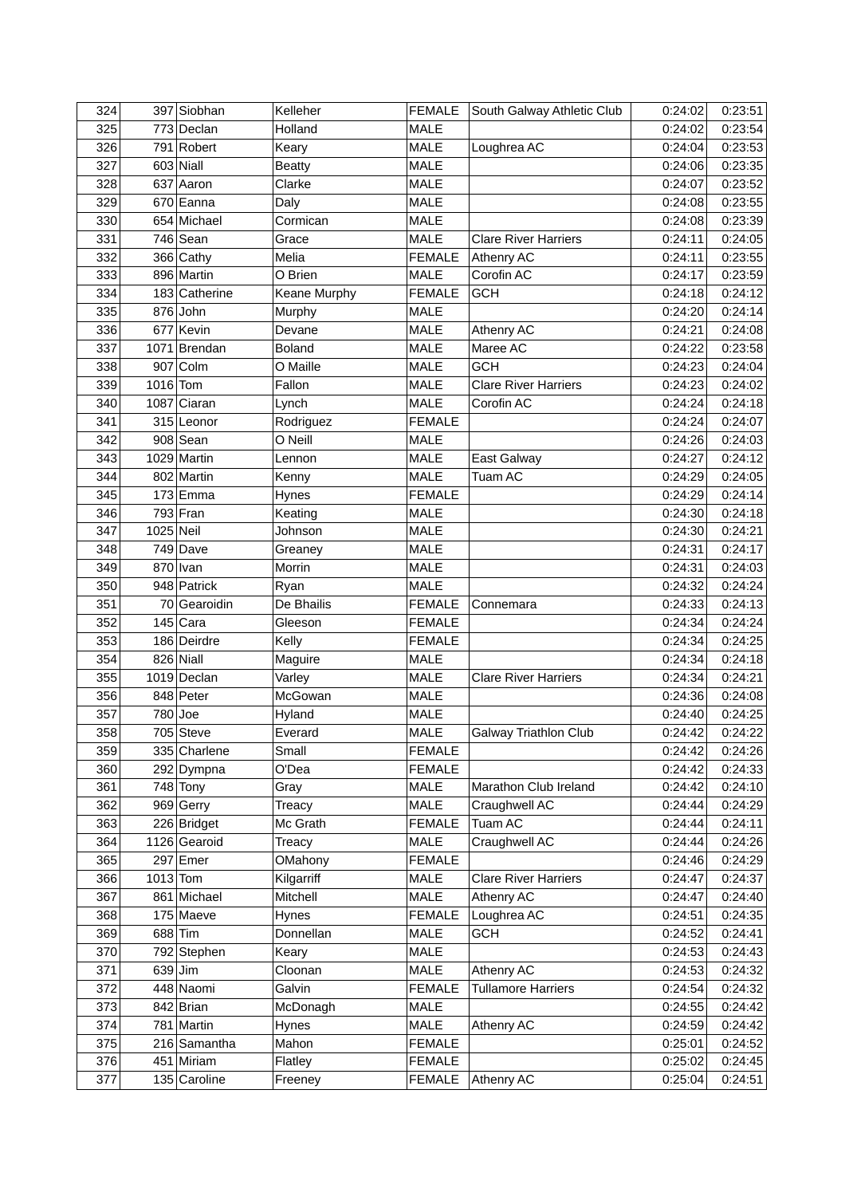| 324 | 397 | Siobhan | Kelleher | FEMALE | South Galway Athletic Club | 0:24:02 | 0:23:51 |
|---|---|---|---|---|---|---|---|
| 325 | 773 | Declan | Holland | MALE | | 0:24:02 | 0:23:54 |
| 326 | 791 | Robert | Keary | MALE | Loughrea AC | 0:24:04 | 0:23:53 |
| 327 | 603 | Niall | Beatty | MALE | | 0:24:06 | 0:23:35 |
| 328 | 637 | Aaron | Clarke | MALE | | 0:24:07 | 0:23:52 |
| 329 | 670 | Eanna | Daly | MALE | | 0:24:08 | 0:23:55 |
| 330 | 654 | Michael | Cormican | MALE | | 0:24:08 | 0:23:39 |
| 331 | 746 | Sean | Grace | MALE | Clare River Harriers | 0:24:11 | 0:24:05 |
| 332 | 366 | Cathy | Melia | FEMALE | Athenry AC | 0:24:11 | 0:23:55 |
| 333 | 896 | Martin | O Brien | MALE | Corofin AC | 0:24:17 | 0:23:59 |
| 334 | 183 | Catherine | Keane Murphy | FEMALE | GCH | 0:24:18 | 0:24:12 |
| 335 | 876 | John | Murphy | MALE | | 0:24:20 | 0:24:14 |
| 336 | 677 | Kevin | Devane | MALE | Athenry AC | 0:24:21 | 0:24:08 |
| 337 | 1071 | Brendan | Boland | MALE | Maree AC | 0:24:22 | 0:23:58 |
| 338 | 907 | Colm | O Maille | MALE | GCH | 0:24:23 | 0:24:04 |
| 339 | 1016 | Tom | Fallon | MALE | Clare River Harriers | 0:24:23 | 0:24:02 |
| 340 | 1087 | Ciaran | Lynch | MALE | Corofin AC | 0:24:24 | 0:24:18 |
| 341 | 315 | Leonor | Rodriguez | FEMALE | | 0:24:24 | 0:24:07 |
| 342 | 908 | Sean | O Neill | MALE | | 0:24:26 | 0:24:03 |
| 343 | 1029 | Martin | Lennon | MALE | East Galway | 0:24:27 | 0:24:12 |
| 344 | 802 | Martin | Kenny | MALE | Tuam AC | 0:24:29 | 0:24:05 |
| 345 | 173 | Emma | Hynes | FEMALE | | 0:24:29 | 0:24:14 |
| 346 | 793 | Fran | Keating | MALE | | 0:24:30 | 0:24:18 |
| 347 | 1025 | Neil | Johnson | MALE | | 0:24:30 | 0:24:21 |
| 348 | 749 | Dave | Greaney | MALE | | 0:24:31 | 0:24:17 |
| 349 | 870 | Ivan | Morrin | MALE | | 0:24:31 | 0:24:03 |
| 350 | 948 | Patrick | Ryan | MALE | | 0:24:32 | 0:24:24 |
| 351 | 70 | Gearoidin | De Bhailis | FEMALE | Connemara | 0:24:33 | 0:24:13 |
| 352 | 145 | Cara | Gleeson | FEMALE | | 0:24:34 | 0:24:24 |
| 353 | 186 | Deirdre | Kelly | FEMALE | | 0:24:34 | 0:24:25 |
| 354 | 826 | Niall | Maguire | MALE | | 0:24:34 | 0:24:18 |
| 355 | 1019 | Declan | Varley | MALE | Clare River Harriers | 0:24:34 | 0:24:21 |
| 356 | 848 | Peter | McGowan | MALE | | 0:24:36 | 0:24:08 |
| 357 | 780 | Joe | Hyland | MALE | | 0:24:40 | 0:24:25 |
| 358 | 705 | Steve | Everard | MALE | Galway Triathlon Club | 0:24:42 | 0:24:22 |
| 359 | 335 | Charlene | Small | FEMALE | | 0:24:42 | 0:24:26 |
| 360 | 292 | Dympna | O'Dea | FEMALE | | 0:24:42 | 0:24:33 |
| 361 | 748 | Tony | Gray | MALE | Marathon Club Ireland | 0:24:42 | 0:24:10 |
| 362 | 969 | Gerry | Treacy | MALE | Craughwell AC | 0:24:44 | 0:24:29 |
| 363 | 226 | Bridget | Mc Grath | FEMALE | Tuam AC | 0:24:44 | 0:24:11 |
| 364 | 1126 | Gearoid | Treacy | MALE | Craughwell AC | 0:24:44 | 0:24:26 |
| 365 | 297 | Emer | OMahony | FEMALE | | 0:24:46 | 0:24:29 |
| 366 | 1013 | Tom | Kilgarriff | MALE | Clare River Harriers | 0:24:47 | 0:24:37 |
| 367 | 861 | Michael | Mitchell | MALE | Athenry AC | 0:24:47 | 0:24:40 |
| 368 | 175 | Maeve | Hynes | FEMALE | Loughrea AC | 0:24:51 | 0:24:35 |
| 369 | 688 | Tim | Donnellan | MALE | GCH | 0:24:52 | 0:24:41 |
| 370 | 792 | Stephen | Keary | MALE | | 0:24:53 | 0:24:43 |
| 371 | 639 | Jim | Cloonan | MALE | Athenry AC | 0:24:53 | 0:24:32 |
| 372 | 448 | Naomi | Galvin | FEMALE | Tullamore Harriers | 0:24:54 | 0:24:32 |
| 373 | 842 | Brian | McDonagh | MALE | | 0:24:55 | 0:24:42 |
| 374 | 781 | Martin | Hynes | MALE | Athenry AC | 0:24:59 | 0:24:42 |
| 375 | 216 | Samantha | Mahon | FEMALE | | 0:25:01 | 0:24:52 |
| 376 | 451 | Miriam | Flatley | FEMALE | | 0:25:02 | 0:24:45 |
| 377 | 135 | Caroline | Freeney | FEMALE | Athenry AC | 0:25:04 | 0:24:51 |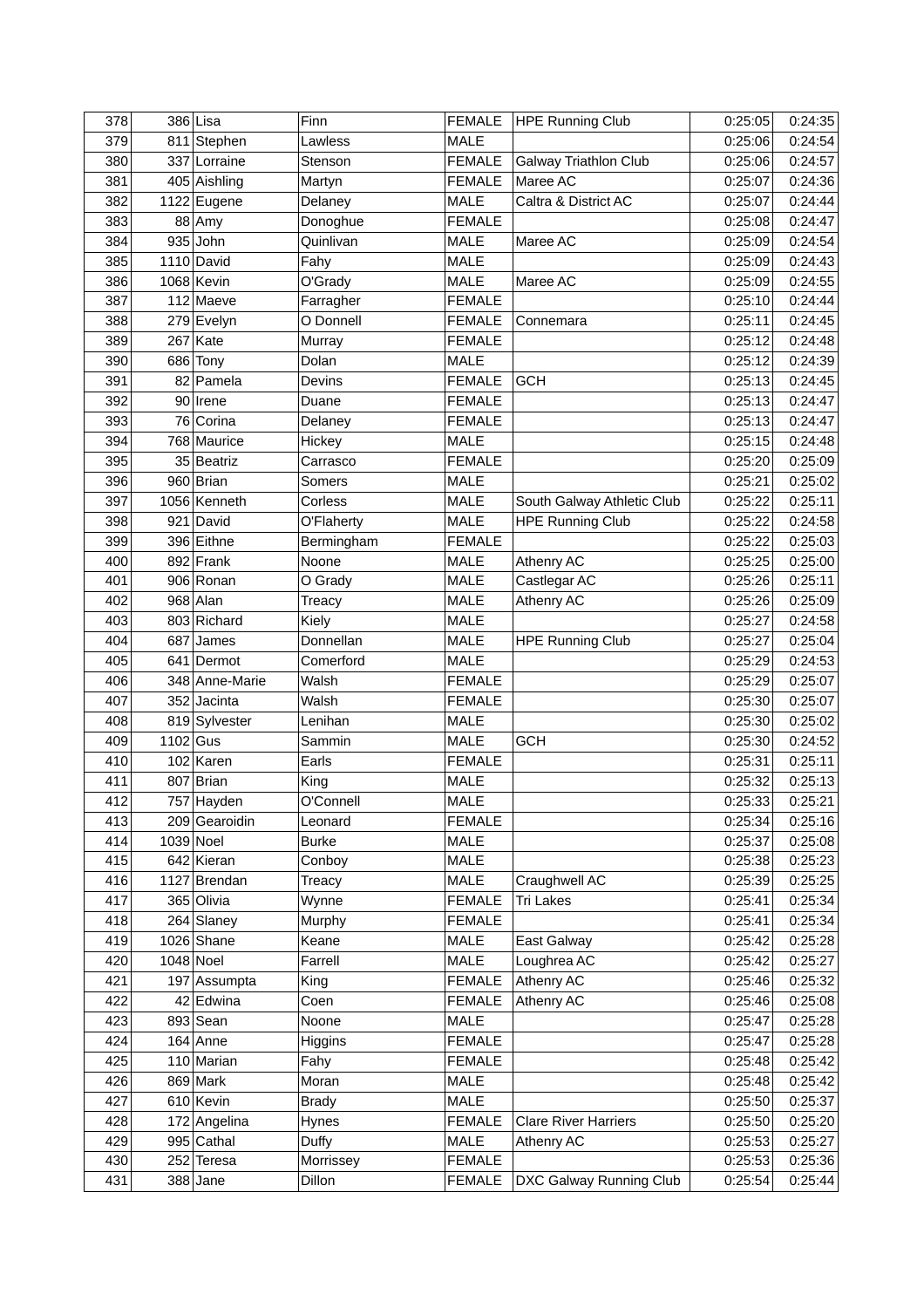| 378 | 386 | Lisa | Finn | FEMALE | HPE Running Club | 0:25:05 | 0:24:35 |
|---|---|---|---|---|---|---|---|
| 379 | 811 | Stephen | Lawless | MALE | | 0:25:06 | 0:24:54 |
| 380 | 337 | Lorraine | Stenson | FEMALE | Galway Triathlon Club | 0:25:06 | 0:24:57 |
| 381 | 405 | Aishling | Martyn | FEMALE | Maree AC | 0:25:07 | 0:24:36 |
| 382 | 1122 | Eugene | Delaney | MALE | Caltra & District AC | 0:25:07 | 0:24:44 |
| 383 | 88 | Amy | Donoghue | FEMALE | | 0:25:08 | 0:24:47 |
| 384 | 935 | John | Quinlivan | MALE | Maree AC | 0:25:09 | 0:24:54 |
| 385 | 1110 | David | Fahy | MALE | | 0:25:09 | 0:24:43 |
| 386 | 1068 | Kevin | O'Grady | MALE | Maree AC | 0:25:09 | 0:24:55 |
| 387 | 112 | Maeve | Farragher | FEMALE | | 0:25:10 | 0:24:44 |
| 388 | 279 | Evelyn | O Donnell | FEMALE | Connemara | 0:25:11 | 0:24:45 |
| 389 | 267 | Kate | Murray | FEMALE | | 0:25:12 | 0:24:48 |
| 390 | 686 | Tony | Dolan | MALE | | 0:25:12 | 0:24:39 |
| 391 | 82 | Pamela | Devins | FEMALE | GCH | 0:25:13 | 0:24:45 |
| 392 | 90 | Irene | Duane | FEMALE | | 0:25:13 | 0:24:47 |
| 393 | 76 | Corina | Delaney | FEMALE | | 0:25:13 | 0:24:47 |
| 394 | 768 | Maurice | Hickey | MALE | | 0:25:15 | 0:24:48 |
| 395 | 35 | Beatriz | Carrasco | FEMALE | | 0:25:20 | 0:25:09 |
| 396 | 960 | Brian | Somers | MALE | | 0:25:21 | 0:25:02 |
| 397 | 1056 | Kenneth | Corless | MALE | South Galway Athletic Club | 0:25:22 | 0:25:11 |
| 398 | 921 | David | O'Flaherty | MALE | HPE Running Club | 0:25:22 | 0:24:58 |
| 399 | 396 | Eithne | Bermingham | FEMALE | | 0:25:22 | 0:25:03 |
| 400 | 892 | Frank | Noone | MALE | Athenry AC | 0:25:25 | 0:25:00 |
| 401 | 906 | Ronan | O Grady | MALE | Castlegar AC | 0:25:26 | 0:25:11 |
| 402 | 968 | Alan | Treacy | MALE | Athenry AC | 0:25:26 | 0:25:09 |
| 403 | 803 | Richard | Kiely | MALE | | 0:25:27 | 0:24:58 |
| 404 | 687 | James | Donnellan | MALE | HPE Running Club | 0:25:27 | 0:25:04 |
| 405 | 641 | Dermot | Comerford | MALE | | 0:25:29 | 0:24:53 |
| 406 | 348 | Anne-Marie | Walsh | FEMALE | | 0:25:29 | 0:25:07 |
| 407 | 352 | Jacinta | Walsh | FEMALE | | 0:25:30 | 0:25:07 |
| 408 | 819 | Sylvester | Lenihan | MALE | | 0:25:30 | 0:25:02 |
| 409 | 1102 | Gus | Sammin | MALE | GCH | 0:25:30 | 0:24:52 |
| 410 | 102 | Karen | Earls | FEMALE | | 0:25:31 | 0:25:11 |
| 411 | 807 | Brian | King | MALE | | 0:25:32 | 0:25:13 |
| 412 | 757 | Hayden | O'Connell | MALE | | 0:25:33 | 0:25:21 |
| 413 | 209 | Gearoidin | Leonard | FEMALE | | 0:25:34 | 0:25:16 |
| 414 | 1039 | Noel | Burke | MALE | | 0:25:37 | 0:25:08 |
| 415 | 642 | Kieran | Conboy | MALE | | 0:25:38 | 0:25:23 |
| 416 | 1127 | Brendan | Treacy | MALE | Craughwell AC | 0:25:39 | 0:25:25 |
| 417 | 365 | Olivia | Wynne | FEMALE | Tri Lakes | 0:25:41 | 0:25:34 |
| 418 | 264 | Slaney | Murphy | FEMALE | | 0:25:41 | 0:25:34 |
| 419 | 1026 | Shane | Keane | MALE | East Galway | 0:25:42 | 0:25:28 |
| 420 | 1048 | Noel | Farrell | MALE | Loughrea AC | 0:25:42 | 0:25:27 |
| 421 | 197 | Assumpta | King | FEMALE | Athenry AC | 0:25:46 | 0:25:32 |
| 422 | 42 | Edwina | Coen | FEMALE | Athenry AC | 0:25:46 | 0:25:08 |
| 423 | 893 | Sean | Noone | MALE | | 0:25:47 | 0:25:28 |
| 424 | 164 | Anne | Higgins | FEMALE | | 0:25:47 | 0:25:28 |
| 425 | 110 | Marian | Fahy | FEMALE | | 0:25:48 | 0:25:42 |
| 426 | 869 | Mark | Moran | MALE | | 0:25:48 | 0:25:42 |
| 427 | 610 | Kevin | Brady | MALE | | 0:25:50 | 0:25:37 |
| 428 | 172 | Angelina | Hynes | FEMALE | Clare River Harriers | 0:25:50 | 0:25:20 |
| 429 | 995 | Cathal | Duffy | MALE | Athenry AC | 0:25:53 | 0:25:27 |
| 430 | 252 | Teresa | Morrissey | FEMALE | | 0:25:53 | 0:25:36 |
| 431 | 388 | Jane | Dillon | FEMALE | DXC Galway Running Club | 0:25:54 | 0:25:44 |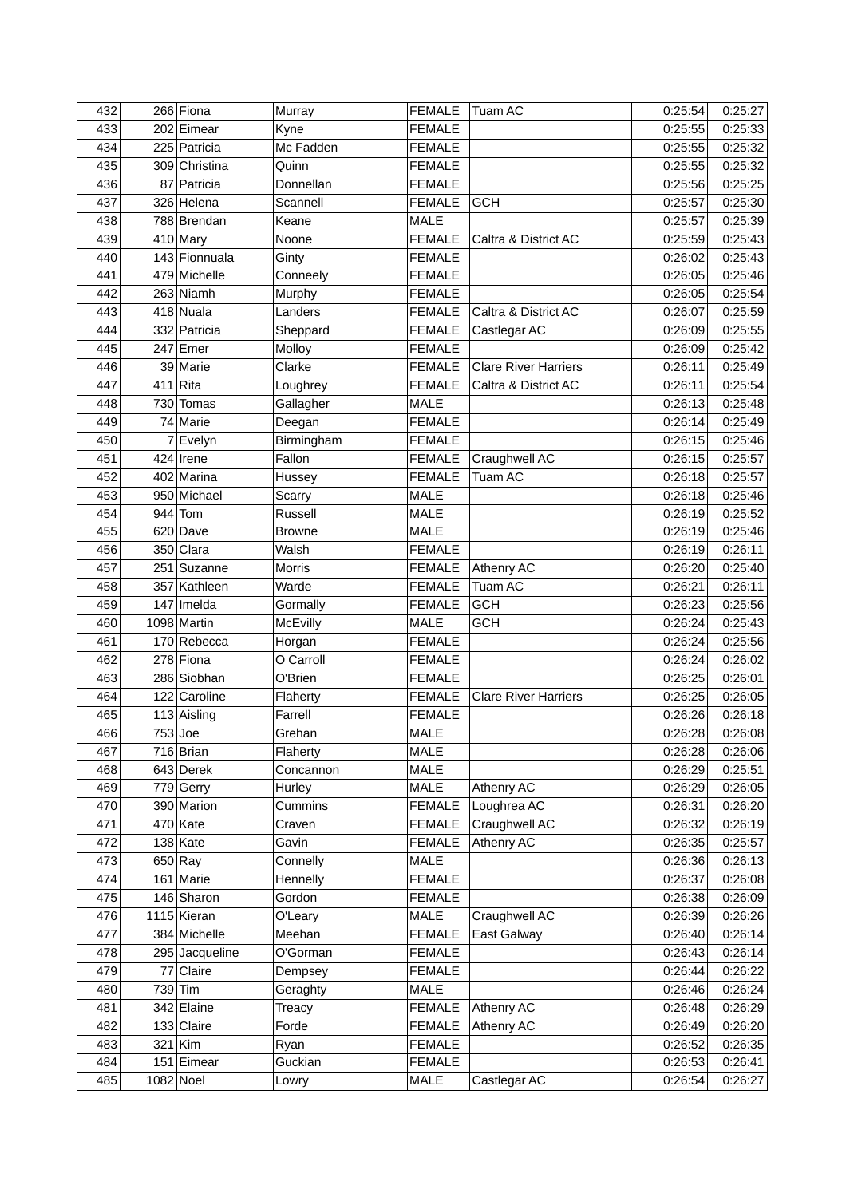| 432 | 266 | Fiona | Murray | FEMALE | Tuam AC | 0:25:54 | 0:25:27 |
|---|---|---|---|---|---|---|---|
| 433 | 202 | Eimear | Kyne | FEMALE | | 0:25:55 | 0:25:33 |
| 434 | 225 | Patricia | Mc Fadden | FEMALE | | 0:25:55 | 0:25:32 |
| 435 | 309 | Christina | Quinn | FEMALE | | 0:25:55 | 0:25:32 |
| 436 | 87 | Patricia | Donnellan | FEMALE | | 0:25:56 | 0:25:25 |
| 437 | 326 | Helena | Scannell | FEMALE | GCH | 0:25:57 | 0:25:30 |
| 438 | 788 | Brendan | Keane | MALE | | 0:25:57 | 0:25:39 |
| 439 | 410 | Mary | Noone | FEMALE | Caltra & District AC | 0:25:59 | 0:25:43 |
| 440 | 143 | Fionnuala | Ginty | FEMALE | | 0:26:02 | 0:25:43 |
| 441 | 479 | Michelle | Conneely | FEMALE | | 0:26:05 | 0:25:46 |
| 442 | 263 | Niamh | Murphy | FEMALE | | 0:26:05 | 0:25:54 |
| 443 | 418 | Nuala | Landers | FEMALE | Caltra & District AC | 0:26:07 | 0:25:59 |
| 444 | 332 | Patricia | Sheppard | FEMALE | Castlegar AC | 0:26:09 | 0:25:55 |
| 445 | 247 | Emer | Molloy | FEMALE | | 0:26:09 | 0:25:42 |
| 446 | 39 | Marie | Clarke | FEMALE | Clare River Harriers | 0:26:11 | 0:25:49 |
| 447 | 411 | Rita | Loughrey | FEMALE | Caltra & District AC | 0:26:11 | 0:25:54 |
| 448 | 730 | Tomas | Gallagher | MALE | | 0:26:13 | 0:25:48 |
| 449 | 74 | Marie | Deegan | FEMALE | | 0:26:14 | 0:25:49 |
| 450 | 7 | Evelyn | Birmingham | FEMALE | | 0:26:15 | 0:25:46 |
| 451 | 424 | Irene | Fallon | FEMALE | Craughwell AC | 0:26:15 | 0:25:57 |
| 452 | 402 | Marina | Hussey | FEMALE | Tuam AC | 0:26:18 | 0:25:57 |
| 453 | 950 | Michael | Scarry | MALE | | 0:26:18 | 0:25:46 |
| 454 | 944 | Tom | Russell | MALE | | 0:26:19 | 0:25:52 |
| 455 | 620 | Dave | Browne | MALE | | 0:26:19 | 0:25:46 |
| 456 | 350 | Clara | Walsh | FEMALE | | 0:26:19 | 0:26:11 |
| 457 | 251 | Suzanne | Morris | FEMALE | Athenry AC | 0:26:20 | 0:25:40 |
| 458 | 357 | Kathleen | Warde | FEMALE | Tuam AC | 0:26:21 | 0:26:11 |
| 459 | 147 | Imelda | Gormally | FEMALE | GCH | 0:26:23 | 0:25:56 |
| 460 | 1098 | Martin | McEvilly | MALE | GCH | 0:26:24 | 0:25:43 |
| 461 | 170 | Rebecca | Horgan | FEMALE | | 0:26:24 | 0:25:56 |
| 462 | 278 | Fiona | O Carroll | FEMALE | | 0:26:24 | 0:26:02 |
| 463 | 286 | Siobhan | O'Brien | FEMALE | | 0:26:25 | 0:26:01 |
| 464 | 122 | Caroline | Flaherty | FEMALE | Clare River Harriers | 0:26:25 | 0:26:05 |
| 465 | 113 | Aisling | Farrell | FEMALE | | 0:26:26 | 0:26:18 |
| 466 | 753 | Joe | Grehan | MALE | | 0:26:28 | 0:26:08 |
| 467 | 716 | Brian | Flaherty | MALE | | 0:26:28 | 0:26:06 |
| 468 | 643 | Derek | Concannon | MALE | | 0:26:29 | 0:25:51 |
| 469 | 779 | Gerry | Hurley | MALE | Athenry AC | 0:26:29 | 0:26:05 |
| 470 | 390 | Marion | Cummins | FEMALE | Loughrea AC | 0:26:31 | 0:26:20 |
| 471 | 470 | Kate | Craven | FEMALE | Craughwell AC | 0:26:32 | 0:26:19 |
| 472 | 138 | Kate | Gavin | FEMALE | Athenry AC | 0:26:35 | 0:25:57 |
| 473 | 650 | Ray | Connelly | MALE | | 0:26:36 | 0:26:13 |
| 474 | 161 | Marie | Hennelly | FEMALE | | 0:26:37 | 0:26:08 |
| 475 | 146 | Sharon | Gordon | FEMALE | | 0:26:38 | 0:26:09 |
| 476 | 1115 | Kieran | O'Leary | MALE | Craughwell AC | 0:26:39 | 0:26:26 |
| 477 | 384 | Michelle | Meehan | FEMALE | East Galway | 0:26:40 | 0:26:14 |
| 478 | 295 | Jacqueline | O'Gorman | FEMALE | | 0:26:43 | 0:26:14 |
| 479 | 77 | Claire | Dempsey | FEMALE | | 0:26:44 | 0:26:22 |
| 480 | 739 | Tim | Geraghty | MALE | | 0:26:46 | 0:26:24 |
| 481 | 342 | Elaine | Treacy | FEMALE | Athenry AC | 0:26:48 | 0:26:29 |
| 482 | 133 | Claire | Forde | FEMALE | Athenry AC | 0:26:49 | 0:26:20 |
| 483 | 321 | Kim | Ryan | FEMALE | | 0:26:52 | 0:26:35 |
| 484 | 151 | Eimear | Guckian | FEMALE | | 0:26:53 | 0:26:41 |
| 485 | 1082 | Noel | Lowry | MALE | Castlegar AC | 0:26:54 | 0:26:27 |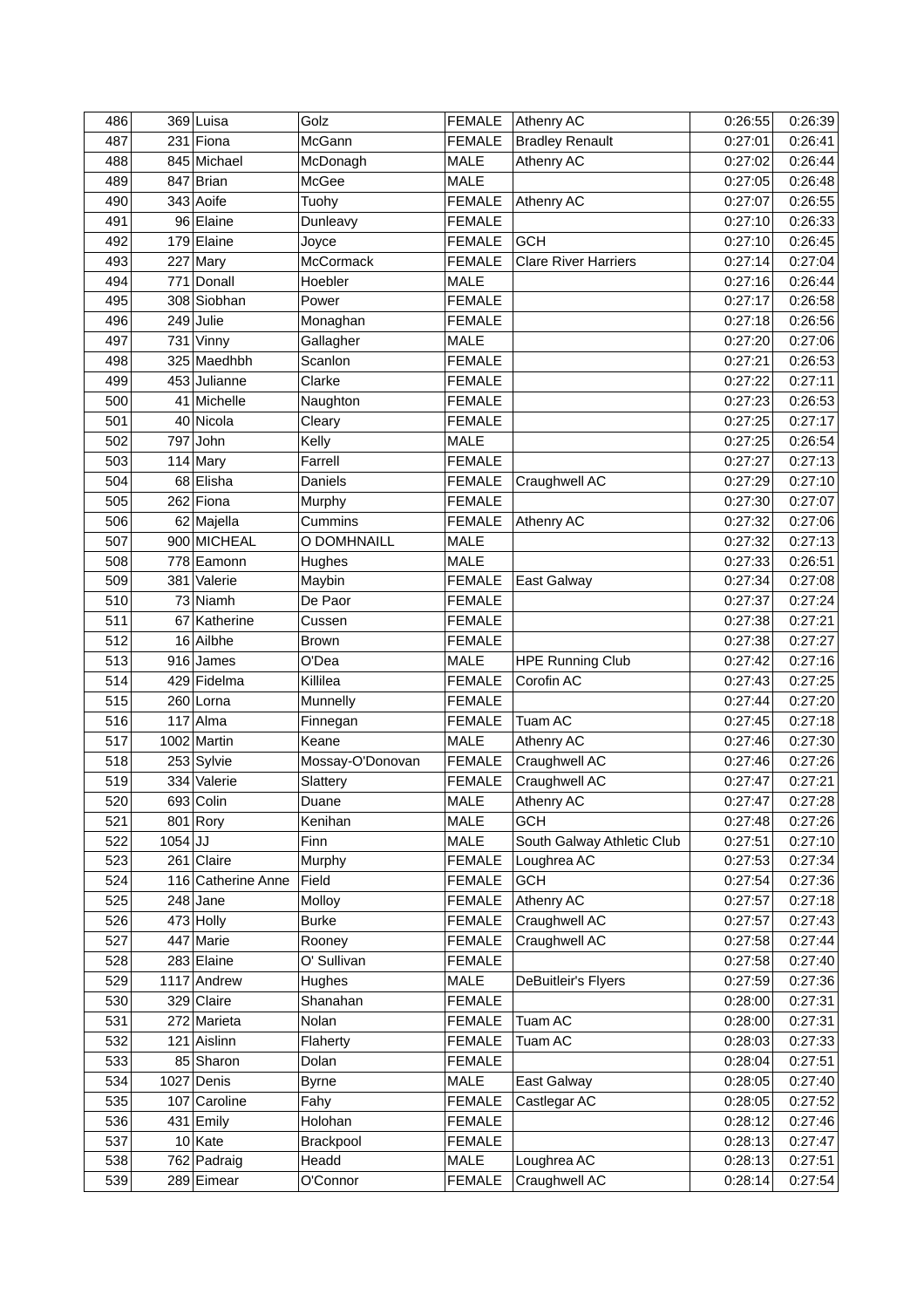| 486 | 369 | Luisa | Golz | FEMALE | Athenry AC | 0:26:55 | 0:26:39 |
|---|---|---|---|---|---|---|---|
| 487 | 231 | Fiona | McGann | FEMALE | Bradley Renault | 0:27:01 | 0:26:41 |
| 488 | 845 | Michael | McDonagh | MALE | Athenry AC | 0:27:02 | 0:26:44 |
| 489 | 847 | Brian | McGee | MALE | | 0:27:05 | 0:26:48 |
| 490 | 343 | Aoife | Tuohy | FEMALE | Athenry AC | 0:27:07 | 0:26:55 |
| 491 | 96 | Elaine | Dunleavy | FEMALE | | 0:27:10 | 0:26:33 |
| 492 | 179 | Elaine | Joyce | FEMALE | GCH | 0:27:10 | 0:26:45 |
| 493 | 227 | Mary | McCormack | FEMALE | Clare River Harriers | 0:27:14 | 0:27:04 |
| 494 | 771 | Donall | Hoebler | MALE | | 0:27:16 | 0:26:44 |
| 495 | 308 | Siobhan | Power | FEMALE | | 0:27:17 | 0:26:58 |
| 496 | 249 | Julie | Monaghan | FEMALE | | 0:27:18 | 0:26:56 |
| 497 | 731 | Vinny | Gallagher | MALE | | 0:27:20 | 0:27:06 |
| 498 | 325 | Maedhbh | Scanlon | FEMALE | | 0:27:21 | 0:26:53 |
| 499 | 453 | Julianne | Clarke | FEMALE | | 0:27:22 | 0:27:11 |
| 500 | 41 | Michelle | Naughton | FEMALE | | 0:27:23 | 0:26:53 |
| 501 | 40 | Nicola | Cleary | FEMALE | | 0:27:25 | 0:27:17 |
| 502 | 797 | John | Kelly | MALE | | 0:27:25 | 0:26:54 |
| 503 | 114 | Mary | Farrell | FEMALE | | 0:27:27 | 0:27:13 |
| 504 | 68 | Elisha | Daniels | FEMALE | Craughwell AC | 0:27:29 | 0:27:10 |
| 505 | 262 | Fiona | Murphy | FEMALE | | 0:27:30 | 0:27:07 |
| 506 | 62 | Majella | Cummins | FEMALE | Athenry AC | 0:27:32 | 0:27:06 |
| 507 | 900 | MICHEAL | O DOMHNAILL | MALE | | 0:27:32 | 0:27:13 |
| 508 | 778 | Eamonn | Hughes | MALE | | 0:27:33 | 0:26:51 |
| 509 | 381 | Valerie | Maybin | FEMALE | East Galway | 0:27:34 | 0:27:08 |
| 510 | 73 | Niamh | De Paor | FEMALE | | 0:27:37 | 0:27:24 |
| 511 | 67 | Katherine | Cussen | FEMALE | | 0:27:38 | 0:27:21 |
| 512 | 16 | Ailbhe | Brown | FEMALE | | 0:27:38 | 0:27:27 |
| 513 | 916 | James | O'Dea | MALE | HPE Running Club | 0:27:42 | 0:27:16 |
| 514 | 429 | Fidelma | Killilea | FEMALE | Corofin AC | 0:27:43 | 0:27:25 |
| 515 | 260 | Lorna | Munnelly | FEMALE | | 0:27:44 | 0:27:20 |
| 516 | 117 | Alma | Finnegan | FEMALE | Tuam AC | 0:27:45 | 0:27:18 |
| 517 | 1002 | Martin | Keane | MALE | Athenry AC | 0:27:46 | 0:27:30 |
| 518 | 253 | Sylvie | Mossay-O'Donovan | FEMALE | Craughwell AC | 0:27:46 | 0:27:26 |
| 519 | 334 | Valerie | Slattery | FEMALE | Craughwell AC | 0:27:47 | 0:27:21 |
| 520 | 693 | Colin | Duane | MALE | Athenry AC | 0:27:47 | 0:27:28 |
| 521 | 801 | Rory | Kenihan | MALE | GCH | 0:27:48 | 0:27:26 |
| 522 | 1054 | JJ | Finn | MALE | South Galway Athletic Club | 0:27:51 | 0:27:10 |
| 523 | 261 | Claire | Murphy | FEMALE | Loughrea AC | 0:27:53 | 0:27:34 |
| 524 | 116 | Catherine Anne | Field | FEMALE | GCH | 0:27:54 | 0:27:36 |
| 525 | 248 | Jane | Molloy | FEMALE | Athenry AC | 0:27:57 | 0:27:18 |
| 526 | 473 | Holly | Burke | FEMALE | Craughwell AC | 0:27:57 | 0:27:43 |
| 527 | 447 | Marie | Rooney | FEMALE | Craughwell AC | 0:27:58 | 0:27:44 |
| 528 | 283 | Elaine | O' Sullivan | FEMALE | | 0:27:58 | 0:27:40 |
| 529 | 1117 | Andrew | Hughes | MALE | DeBuitleir's Flyers | 0:27:59 | 0:27:36 |
| 530 | 329 | Claire | Shanahan | FEMALE | | 0:28:00 | 0:27:31 |
| 531 | 272 | Marieta | Nolan | FEMALE | Tuam AC | 0:28:00 | 0:27:31 |
| 532 | 121 | Aislinn | Flaherty | FEMALE | Tuam AC | 0:28:03 | 0:27:33 |
| 533 | 85 | Sharon | Dolan | FEMALE | | 0:28:04 | 0:27:51 |
| 534 | 1027 | Denis | Byrne | MALE | East Galway | 0:28:05 | 0:27:40 |
| 535 | 107 | Caroline | Fahy | FEMALE | Castlegar AC | 0:28:05 | 0:27:52 |
| 536 | 431 | Emily | Holohan | FEMALE | | 0:28:12 | 0:27:46 |
| 537 | 10 | Kate | Brackpool | FEMALE | | 0:28:13 | 0:27:47 |
| 538 | 762 | Padraig | Headd | MALE | Loughrea AC | 0:28:13 | 0:27:51 |
| 539 | 289 | Eimear | O'Connor | FEMALE | Craughwell AC | 0:28:14 | 0:27:54 |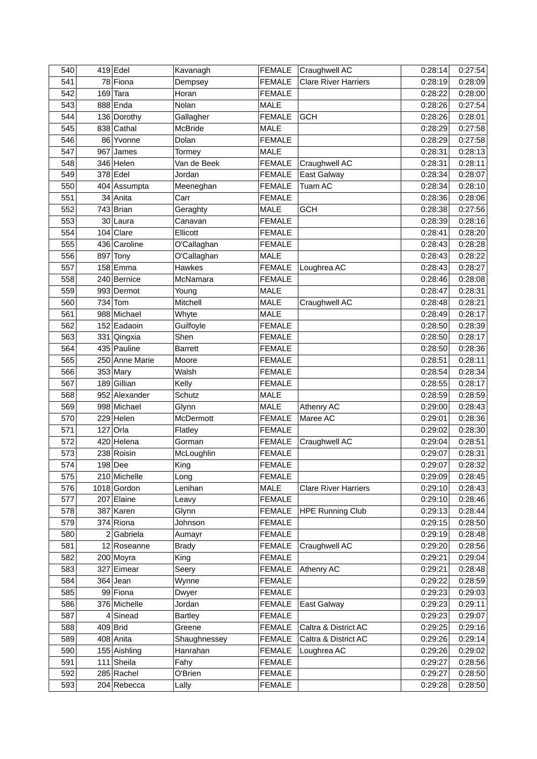| 540 | 419 | Edel | Kavanagh | FEMALE | Craughwell AC | 0:28:14 | 0:27:54 |
|---|---|---|---|---|---|---|---|
| 541 | 78 | Fiona | Dempsey | FEMALE | Clare River Harriers | 0:28:19 | 0:28:09 |
| 542 | 169 | Tara | Horan | FEMALE | | 0:28:22 | 0:28:00 |
| 543 | 888 | Enda | Nolan | MALE | | 0:28:26 | 0:27:54 |
| 544 | 136 | Dorothy | Gallagher | FEMALE | GCH | 0:28:26 | 0:28:01 |
| 545 | 838 | Cathal | McBride | MALE | | 0:28:29 | 0:27:58 |
| 546 | 86 | Yvonne | Dolan | FEMALE | | 0:28:29 | 0:27:58 |
| 547 | 967 | James | Tormey | MALE | | 0:28:31 | 0:28:13 |
| 548 | 346 | Helen | Van de Beek | FEMALE | Craughwell AC | 0:28:31 | 0:28:11 |
| 549 | 378 | Edel | Jordan | FEMALE | East Galway | 0:28:34 | 0:28:07 |
| 550 | 404 | Assumpta | Meeneghan | FEMALE | Tuam AC | 0:28:34 | 0:28:10 |
| 551 | 34 | Anita | Carr | FEMALE | | 0:28:36 | 0:28:06 |
| 552 | 743 | Brian | Geraghty | MALE | GCH | 0:28:38 | 0:27:56 |
| 553 | 30 | Laura | Canavan | FEMALE | | 0:28:39 | 0:28:16 |
| 554 | 104 | Clare | Ellicott | FEMALE | | 0:28:41 | 0:28:20 |
| 555 | 436 | Caroline | O'Callaghan | FEMALE | | 0:28:43 | 0:28:28 |
| 556 | 897 | Tony | O'Callaghan | MALE | | 0:28:43 | 0:28:22 |
| 557 | 158 | Emma | Hawkes | FEMALE | Loughrea AC | 0:28:43 | 0:28:27 |
| 558 | 240 | Bernice | McNamara | FEMALE | | 0:28:46 | 0:28:08 |
| 559 | 993 | Dermot | Young | MALE | | 0:28:47 | 0:28:31 |
| 560 | 734 | Tom | Mitchell | MALE | Craughwell AC | 0:28:48 | 0:28:21 |
| 561 | 988 | Michael | Whyte | MALE | | 0:28:49 | 0:28:17 |
| 562 | 152 | Eadaoin | Guilfoyle | FEMALE | | 0:28:50 | 0:28:39 |
| 563 | 331 | Qingxia | Shen | FEMALE | | 0:28:50 | 0:28:17 |
| 564 | 435 | Pauline | Barrett | FEMALE | | 0:28:50 | 0:28:36 |
| 565 | 250 | Anne Marie | Moore | FEMALE | | 0:28:51 | 0:28:11 |
| 566 | 353 | Mary | Walsh | FEMALE | | 0:28:54 | 0:28:34 |
| 567 | 189 | Gillian | Kelly | FEMALE | | 0:28:55 | 0:28:17 |
| 568 | 952 | Alexander | Schutz | MALE | | 0:28:59 | 0:28:59 |
| 569 | 998 | Michael | Glynn | MALE | Athenry AC | 0:29:00 | 0:28:43 |
| 570 | 229 | Helen | McDermott | FEMALE | Maree AC | 0:29:01 | 0:28:36 |
| 571 | 127 | Orla | Flatley | FEMALE | | 0:29:02 | 0:28:30 |
| 572 | 420 | Helena | Gorman | FEMALE | Craughwell AC | 0:29:04 | 0:28:51 |
| 573 | 238 | Roisin | McLoughlin | FEMALE | | 0:29:07 | 0:28:31 |
| 574 | 198 | Dee | King | FEMALE | | 0:29:07 | 0:28:32 |
| 575 | 210 | Michelle | Long | FEMALE | | 0:29:09 | 0:28:45 |
| 576 | 1018 | Gordon | Lenihan | MALE | Clare River Harriers | 0:29:10 | 0:28:43 |
| 577 | 207 | Elaine | Leavy | FEMALE | | 0:29:10 | 0:28:46 |
| 578 | 387 | Karen | Glynn | FEMALE | HPE Running Club | 0:29:13 | 0:28:44 |
| 579 | 374 | Riona | Johnson | FEMALE | | 0:29:15 | 0:28:50 |
| 580 | 2 | Gabriela | Aumayr | FEMALE | | 0:29:19 | 0:28:48 |
| 581 | 12 | Roseanne | Brady | FEMALE | Craughwell AC | 0:29:20 | 0:28:56 |
| 582 | 200 | Moyra | King | FEMALE | | 0:29:21 | 0:29:04 |
| 583 | 327 | Eimear | Seery | FEMALE | Athenry AC | 0:29:21 | 0:28:48 |
| 584 | 364 | Jean | Wynne | FEMALE | | 0:29:22 | 0:28:59 |
| 585 | 99 | Fiona | Dwyer | FEMALE | | 0:29:23 | 0:29:03 |
| 586 | 376 | Michelle | Jordan | FEMALE | East Galway | 0:29:23 | 0:29:11 |
| 587 | 4 | Sinead | Bartley | FEMALE | | 0:29:23 | 0:29:07 |
| 588 | 409 | Brid | Greene | FEMALE | Caltra & District AC | 0:29:25 | 0:29:16 |
| 589 | 408 | Anita | Shaughnessey | FEMALE | Caltra & District AC | 0:29:26 | 0:29:14 |
| 590 | 155 | Aishling | Hanrahan | FEMALE | Loughrea AC | 0:29:26 | 0:29:02 |
| 591 | 111 | Sheila | Fahy | FEMALE | | 0:29:27 | 0:28:56 |
| 592 | 285 | Rachel | O'Brien | FEMALE | | 0:29:27 | 0:28:50 |
| 593 | 204 | Rebecca | Lally | FEMALE | | 0:29:28 | 0:28:50 |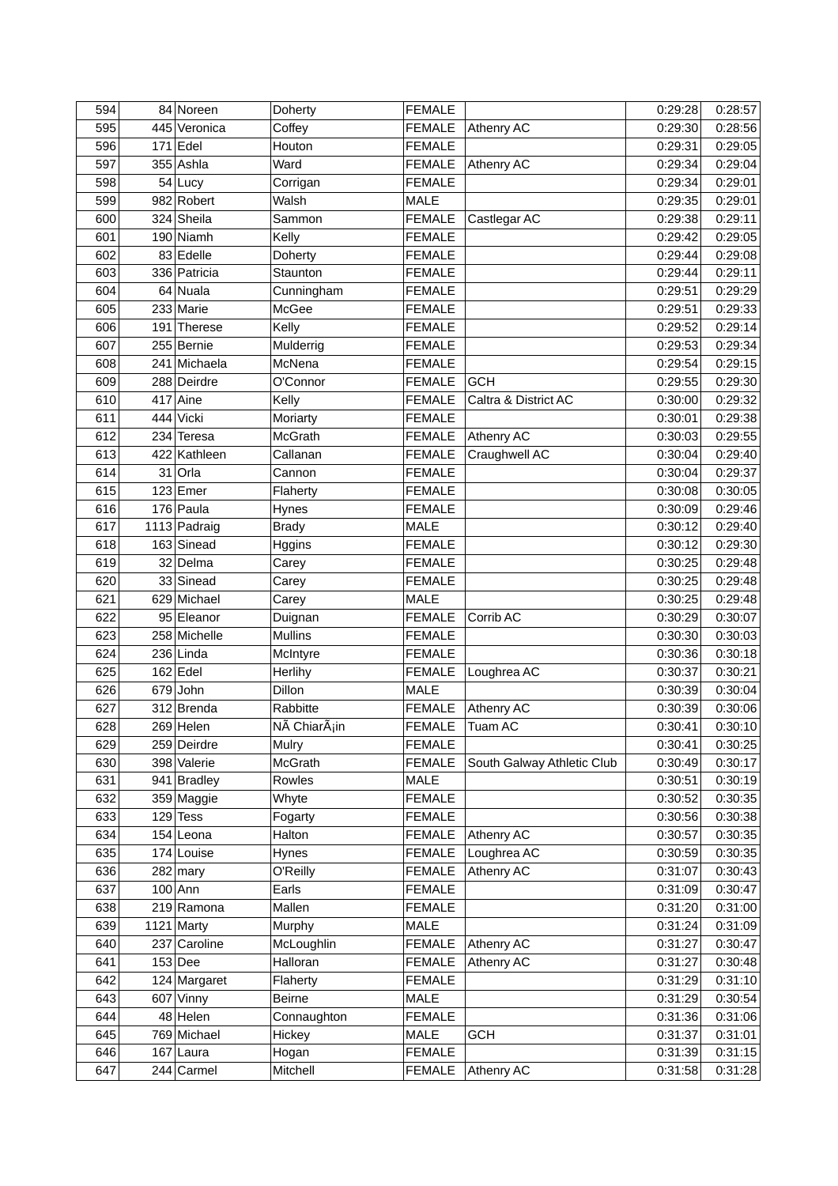| 594 | 84 | Noreen | Doherty | FEMALE | | 0:29:28 | 0:28:57 |
|---|---|---|---|---|---|---|---|
| 595 | 445 | Veronica | Coffey | FEMALE | Athenry AC | 0:29:30 | 0:28:56 |
| 596 | 171 | Edel | Houton | FEMALE | | 0:29:31 | 0:29:05 |
| 597 | 355 | Ashla | Ward | FEMALE | Athenry AC | 0:29:34 | 0:29:04 |
| 598 | 54 | Lucy | Corrigan | FEMALE | | 0:29:34 | 0:29:01 |
| 599 | 982 | Robert | Walsh | MALE | | 0:29:35 | 0:29:01 |
| 600 | 324 | Sheila | Sammon | FEMALE | Castlegar AC | 0:29:38 | 0:29:11 |
| 601 | 190 | Niamh | Kelly | FEMALE | | 0:29:42 | 0:29:05 |
| 602 | 83 | Edelle | Doherty | FEMALE | | 0:29:44 | 0:29:08 |
| 603 | 336 | Patricia | Staunton | FEMALE | | 0:29:44 | 0:29:11 |
| 604 | 64 | Nuala | Cunningham | FEMALE | | 0:29:51 | 0:29:29 |
| 605 | 233 | Marie | McGee | FEMALE | | 0:29:51 | 0:29:33 |
| 606 | 191 | Therese | Kelly | FEMALE | | 0:29:52 | 0:29:14 |
| 607 | 255 | Bernie | Mulderrig | FEMALE | | 0:29:53 | 0:29:34 |
| 608 | 241 | Michaela | McNena | FEMALE | | 0:29:54 | 0:29:15 |
| 609 | 288 | Deirdre | O'Connor | FEMALE | GCH | 0:29:55 | 0:29:30 |
| 610 | 417 | Aine | Kelly | FEMALE | Caltra & District AC | 0:30:00 | 0:29:32 |
| 611 | 444 | Vicki | Moriarty | FEMALE | | 0:30:01 | 0:29:38 |
| 612 | 234 | Teresa | McGrath | FEMALE | Athenry AC | 0:30:03 | 0:29:55 |
| 613 | 422 | Kathleen | Callanan | FEMALE | Craughwell AC | 0:30:04 | 0:29:40 |
| 614 | 31 | Orla | Cannon | FEMALE | | 0:30:04 | 0:29:37 |
| 615 | 123 | Emer | Flaherty | FEMALE | | 0:30:08 | 0:30:05 |
| 616 | 176 | Paula | Hynes | FEMALE | | 0:30:09 | 0:29:46 |
| 617 | 1113 | Padraig | Brady | MALE | | 0:30:12 | 0:29:40 |
| 618 | 163 | Sinead | Hggins | FEMALE | | 0:30:12 | 0:29:30 |
| 619 | 32 | Delma | Carey | FEMALE | | 0:30:25 | 0:29:48 |
| 620 | 33 | Sinead | Carey | FEMALE | | 0:30:25 | 0:29:48 |
| 621 | 629 | Michael | Carey | MALE | | 0:30:25 | 0:29:48 |
| 622 | 95 | Eleanor | Duignan | FEMALE | Corrib AC | 0:30:29 | 0:30:07 |
| 623 | 258 | Michelle | Mullins | FEMALE | | 0:30:30 | 0:30:03 |
| 624 | 236 | Linda | McIntyre | FEMALE | | 0:30:36 | 0:30:18 |
| 625 | 162 | Edel | Herlihy | FEMALE | Loughrea AC | 0:30:37 | 0:30:21 |
| 626 | 679 | John | Dillon | MALE | | 0:30:39 | 0:30:04 |
| 627 | 312 | Brenda | Rabbitte | FEMALE | Athenry AC | 0:30:39 | 0:30:06 |
| 628 | 269 | Helen | NÃ ChiarÃ¡in | FEMALE | Tuam AC | 0:30:41 | 0:30:10 |
| 629 | 259 | Deirdre | Mulry | FEMALE | | 0:30:41 | 0:30:25 |
| 630 | 398 | Valerie | McGrath | FEMALE | South Galway Athletic Club | 0:30:49 | 0:30:17 |
| 631 | 941 | Bradley | Rowles | MALE | | 0:30:51 | 0:30:19 |
| 632 | 359 | Maggie | Whyte | FEMALE | | 0:30:52 | 0:30:35 |
| 633 | 129 | Tess | Fogarty | FEMALE | | 0:30:56 | 0:30:38 |
| 634 | 154 | Leona | Halton | FEMALE | Athenry AC | 0:30:57 | 0:30:35 |
| 635 | 174 | Louise | Hynes | FEMALE | Loughrea AC | 0:30:59 | 0:30:35 |
| 636 | 282 | mary | O'Reilly | FEMALE | Athenry AC | 0:31:07 | 0:30:43 |
| 637 | 100 | Ann | Earls | FEMALE | | 0:31:09 | 0:30:47 |
| 638 | 219 | Ramona | Mallen | FEMALE | | 0:31:20 | 0:31:00 |
| 639 | 1121 | Marty | Murphy | MALE | | 0:31:24 | 0:31:09 |
| 640 | 237 | Caroline | McLoughlin | FEMALE | Athenry AC | 0:31:27 | 0:30:47 |
| 641 | 153 | Dee | Halloran | FEMALE | Athenry AC | 0:31:27 | 0:30:48 |
| 642 | 124 | Margaret | Flaherty | FEMALE | | 0:31:29 | 0:31:10 |
| 643 | 607 | Vinny | Beirne | MALE | | 0:31:29 | 0:30:54 |
| 644 | 48 | Helen | Connaughton | FEMALE | | 0:31:36 | 0:31:06 |
| 645 | 769 | Michael | Hickey | MALE | GCH | 0:31:37 | 0:31:01 |
| 646 | 167 | Laura | Hogan | FEMALE | | 0:31:39 | 0:31:15 |
| 647 | 244 | Carmel | Mitchell | FEMALE | Athenry AC | 0:31:58 | 0:31:28 |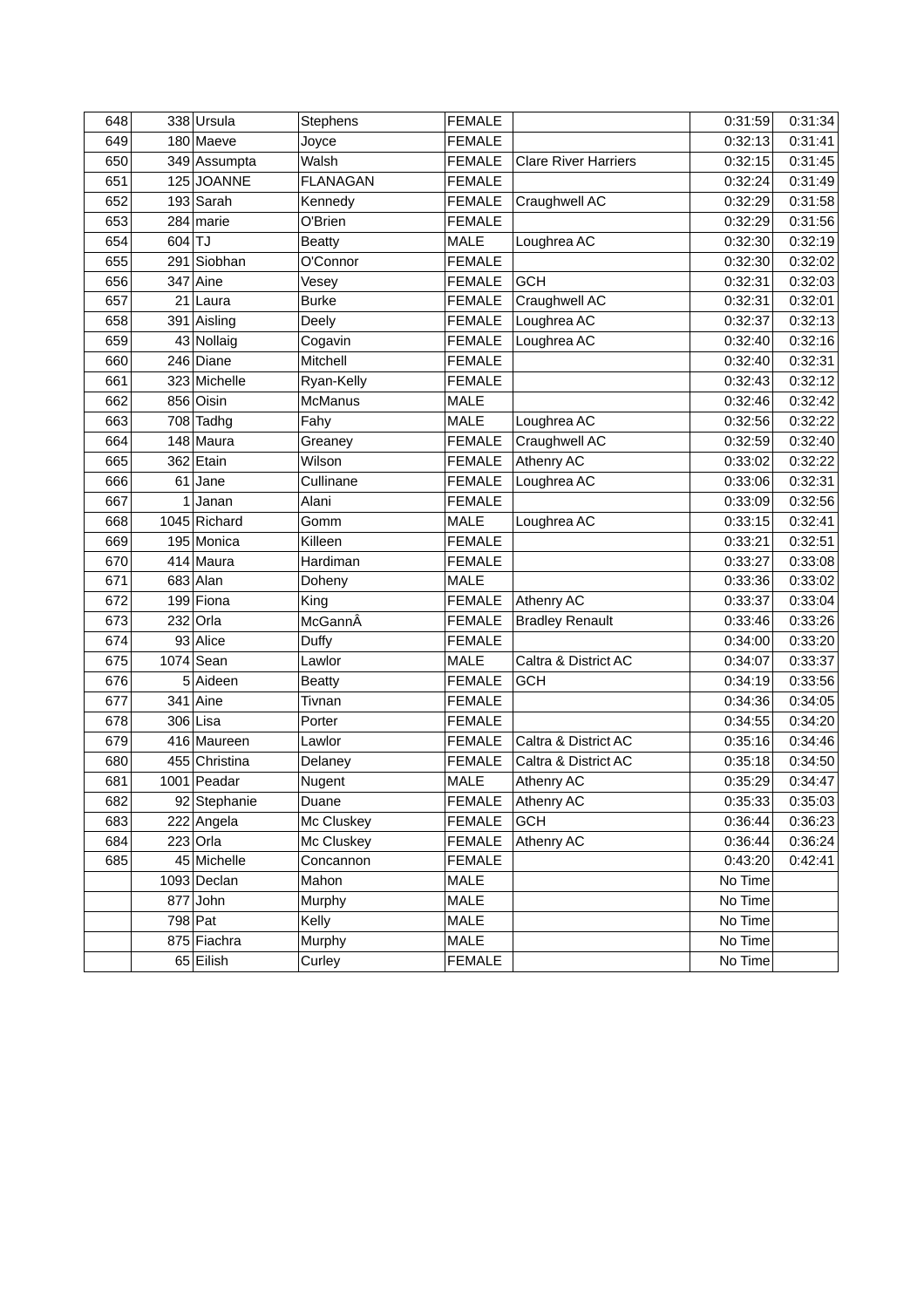| | | | | | | | |
|---|---|---|---|---|---|---|---|
| 648 | 338 | Ursula | Stephens | FEMALE | | 0:31:59 | 0:31:34 |
| 649 | 180 | Maeve | Joyce | FEMALE | | 0:32:13 | 0:31:41 |
| 650 | 349 | Assumpta | Walsh | FEMALE | Clare River Harriers | 0:32:15 | 0:31:45 |
| 651 | 125 | JOANNE | FLANAGAN | FEMALE | | 0:32:24 | 0:31:49 |
| 652 | 193 | Sarah | Kennedy | FEMALE | Craughwell AC | 0:32:29 | 0:31:58 |
| 653 | 284 | marie | O'Brien | FEMALE | | 0:32:29 | 0:31:56 |
| 654 | 604 | TJ | Beatty | MALE | Loughrea AC | 0:32:30 | 0:32:19 |
| 655 | 291 | Siobhan | O'Connor | FEMALE | | 0:32:30 | 0:32:02 |
| 656 | 347 | Aine | Vesey | FEMALE | GCH | 0:32:31 | 0:32:03 |
| 657 | 21 | Laura | Burke | FEMALE | Craughwell AC | 0:32:31 | 0:32:01 |
| 658 | 391 | Aisling | Deely | FEMALE | Loughrea AC | 0:32:37 | 0:32:13 |
| 659 | 43 | Nollaig | Cogavin | FEMALE | Loughrea AC | 0:32:40 | 0:32:16 |
| 660 | 246 | Diane | Mitchell | FEMALE | | 0:32:40 | 0:32:31 |
| 661 | 323 | Michelle | Ryan-Kelly | FEMALE | | 0:32:43 | 0:32:12 |
| 662 | 856 | Oisin | McManus | MALE | | 0:32:46 | 0:32:42 |
| 663 | 708 | Tadhg | Fahy | MALE | Loughrea AC | 0:32:56 | 0:32:22 |
| 664 | 148 | Maura | Greaney | FEMALE | Craughwell AC | 0:32:59 | 0:32:40 |
| 665 | 362 | Etain | Wilson | FEMALE | Athenry AC | 0:33:02 | 0:32:22 |
| 666 | 61 | Jane | Cullinane | FEMALE | Loughrea AC | 0:33:06 | 0:32:31 |
| 667 | 1 | Janan | Alani | FEMALE | | 0:33:09 | 0:32:56 |
| 668 | 1045 | Richard | Gomm | MALE | Loughrea AC | 0:33:15 | 0:32:41 |
| 669 | 195 | Monica | Killeen | FEMALE | | 0:33:21 | 0:32:51 |
| 670 | 414 | Maura | Hardiman | FEMALE | | 0:33:27 | 0:33:08 |
| 671 | 683 | Alan | Doheny | MALE | | 0:33:36 | 0:33:02 |
| 672 | 199 | Fiona | King | FEMALE | Athenry AC | 0:33:37 | 0:33:04 |
| 673 | 232 | Orla | McGannÂ | FEMALE | Bradley Renault | 0:33:46 | 0:33:26 |
| 674 | 93 | Alice | Duffy | FEMALE | | 0:34:00 | 0:33:20 |
| 675 | 1074 | Sean | Lawlor | MALE | Caltra & District AC | 0:34:07 | 0:33:37 |
| 676 | 5 | Aideen | Beatty | FEMALE | GCH | 0:34:19 | 0:33:56 |
| 677 | 341 | Aine | Tivnan | FEMALE | | 0:34:36 | 0:34:05 |
| 678 | 306 | Lisa | Porter | FEMALE | | 0:34:55 | 0:34:20 |
| 679 | 416 | Maureen | Lawlor | FEMALE | Caltra & District AC | 0:35:16 | 0:34:46 |
| 680 | 455 | Christina | Delaney | FEMALE | Caltra & District AC | 0:35:18 | 0:34:50 |
| 681 | 1001 | Peadar | Nugent | MALE | Athenry AC | 0:35:29 | 0:34:47 |
| 682 | 92 | Stephanie | Duane | FEMALE | Athenry AC | 0:35:33 | 0:35:03 |
| 683 | 222 | Angela | Mc Cluskey | FEMALE | GCH | 0:36:44 | 0:36:23 |
| 684 | 223 | Orla | Mc Cluskey | FEMALE | Athenry AC | 0:36:44 | 0:36:24 |
| 685 | 45 | Michelle | Concannon | FEMALE | | 0:43:20 | 0:42:41 |
| | 1093 | Declan | Mahon | MALE | | No Time | |
| | 877 | John | Murphy | MALE | | No Time | |
| | 798 | Pat | Kelly | MALE | | No Time | |
| | 875 | Fiachra | Murphy | MALE | | No Time | |
| | 65 | Eilish | Curley | FEMALE | | No Time | |